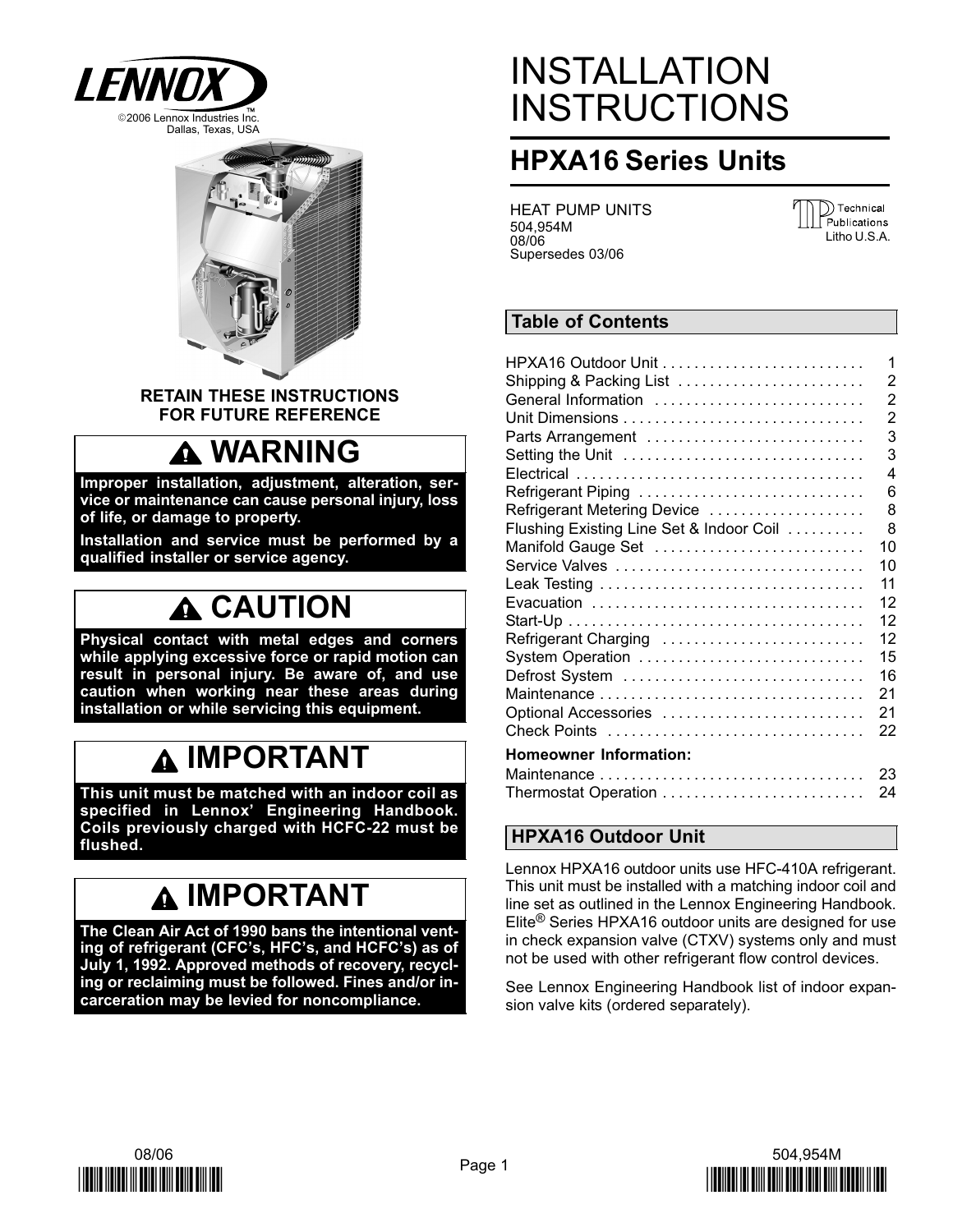LENNOX

©2006 Lennox Industries Inc.
Dallas, Texas, USA

# INSTALLATION INSTRUCTIONS

## HPXA16 Series Units

HEAT PUMP UNITS
504,954M
08/06
Supersedes 03/06

Technical Publications
Litho U.S.A.

**RETAIN THESE INSTRUCTIONS FOR FUTURE REFERENCE**

### WARNING

**Improper installation, adjustment, alteration, service or maintenance can cause personal injury, loss of life, or damage to property.**

**Installation and service must be performed by a qualified installer or service agency.**

### CAUTION

**Physical contact with metal edges and corners while applying excessive force or rapid motion can result in personal injury. Be aware of, and use caution when working near these areas during installation or while servicing this equipment.**

### IMPORTANT

**This unit must be matched with an indoor coil as specified in Lennox' Engineering Handbook. Coils previously charged with HCFC-22 must be flushed.**

### IMPORTANT

**The Clean Air Act of 1990 bans the intentional venting of refrigerant (CFC's, HFC's, and HCFC's) as of July 1, 1992. Approved methods of recovery, recycling or reclaiming must be followed. Fines and/or incarceration may be levied for noncompliance.**

## Table of Contents

| Section | Page |
|---|---|
| HPXA16 Outdoor Unit | 1 |
| Shipping & Packing List | 2 |
| General Information | 2 |
| Unit Dimensions | 2 |
| Parts Arrangement | 3 |
| Setting the Unit | 3 |
| Electrical | 4 |
| Refrigerant Piping | 6 |
| Refrigerant Metering Device | 8 |
| Flushing Existing Line Set & Indoor Coil | 8 |
| Manifold Gauge Set | 10 |
| Service Valves | 10 |
| Leak Testing | 11 |
| Evacuation | 12 |
| Start-Up | 12 |
| Refrigerant Charging | 12 |
| System Operation | 15 |
| Defrost System | 16 |
| Maintenance | 21 |
| Optional Accessories | 21 |
| Check Points | 22 |
| **Homeowner Information:** | |
| Maintenance | 23 |
| Thermostat Operation | 24 |

## HPXA16 Outdoor Unit

Lennox HPXA16 outdoor units use HFC-410A refrigerant. This unit must be installed with a matching indoor coil and line set as outlined in the Lennox Engineering Handbook. Elite® Series HPXA16 outdoor units are designed for use in check expansion valve (CTXV) systems only and must not be used with other refrigerant flow control devices.

See Lennox Engineering Handbook list of indoor expansion valve kits (ordered separately).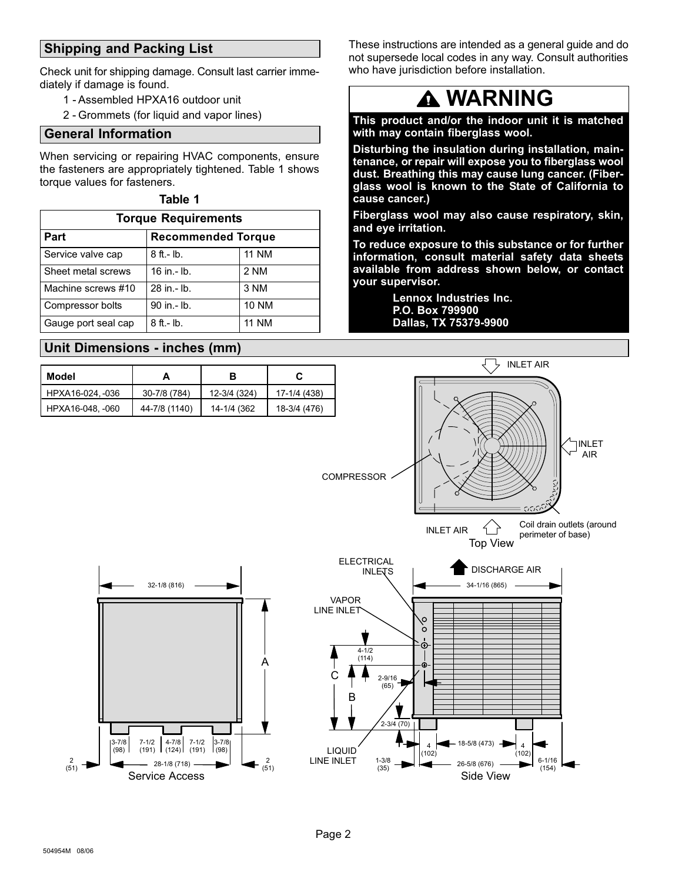## Shipping and Packing List

Check unit for shipping damage. Consult last carrier immediately if damage is found.

1 - Assembled HPXA16 outdoor unit

2 - Grommets (for liquid and vapor lines)

## General Information

When servicing or repairing HVAC components, ensure the fasteners are appropriately tightened. Table 1 shows torque values for fasteners.

**Table 1**

| Torque Requirements | | |
|---|---|---|
| **Part** | **Recommended Torque** | |
| Service valve cap | 8 ft.- lb. | 11 NM |
| Sheet metal screws | 16 in.- lb. | 2 NM |
| Machine screws #10 | 28 in.- lb. | 3 NM |
| Compressor bolts | 90 in.- lb. | 10 NM |
| Gauge port seal cap | 8 ft.- lb. | 11 NM |

These instructions are intended as a general guide and do not supersede local codes in any way. Consult authorities who have jurisdiction before installation.

# ⚠ WARNING

**This product and/or the indoor unit it is matched with may contain fiberglass wool.**

**Disturbing the insulation during installation, maintenance, or repair will expose you to fiberglass wool dust. Breathing this may cause lung cancer. (Fiberglass wool is known to the State of California to cause cancer.)**

**Fiberglass wool may also cause respiratory, skin, and eye irritation.**

**To reduce exposure to this substance or for further information, consult material safety data sheets available from address shown below, or contact your supervisor.**

**Lennox Industries Inc.**
**P.O. Box 799900**
**Dallas, TX 75379-9900**

## Unit Dimensions - inches (mm)

| Model | A | B | C |
|---|---|---|---|
| HPXA16-024, -036 | 30-7/8 (784) | 12-3/4 (324) | 17-1/4 (438) |
| HPXA16-048, -060 | 44-7/8 (1140) | 14-1/4 (362 | 18-3/4 (476) |

Top View: INLET AIR; INLET AIR; INLET AIR; COMPRESSOR; Coil drain outlets (around perimeter of base)

Service Access: 32-1/8 (816); A; 3-7/8 (98); 7-1/2 (191); 4-7/8 (124); 7-1/2 (191); 3-7/8 (98); 2 (51); 28-1/8 (718); 2 (51)

Side View: ELECTRICAL INLETS; DISCHARGE AIR; 34-1/16 (865); VAPOR LINE INLET; 4-1/2 (114); C; 2-9/16 (65); B; 2-3/4 (70); LIQUID LINE INLET; 1-3/8 (35); 4 (102); 18-5/8 (473); 4 (102); 26-5/8 (676); 6-1/16 (154)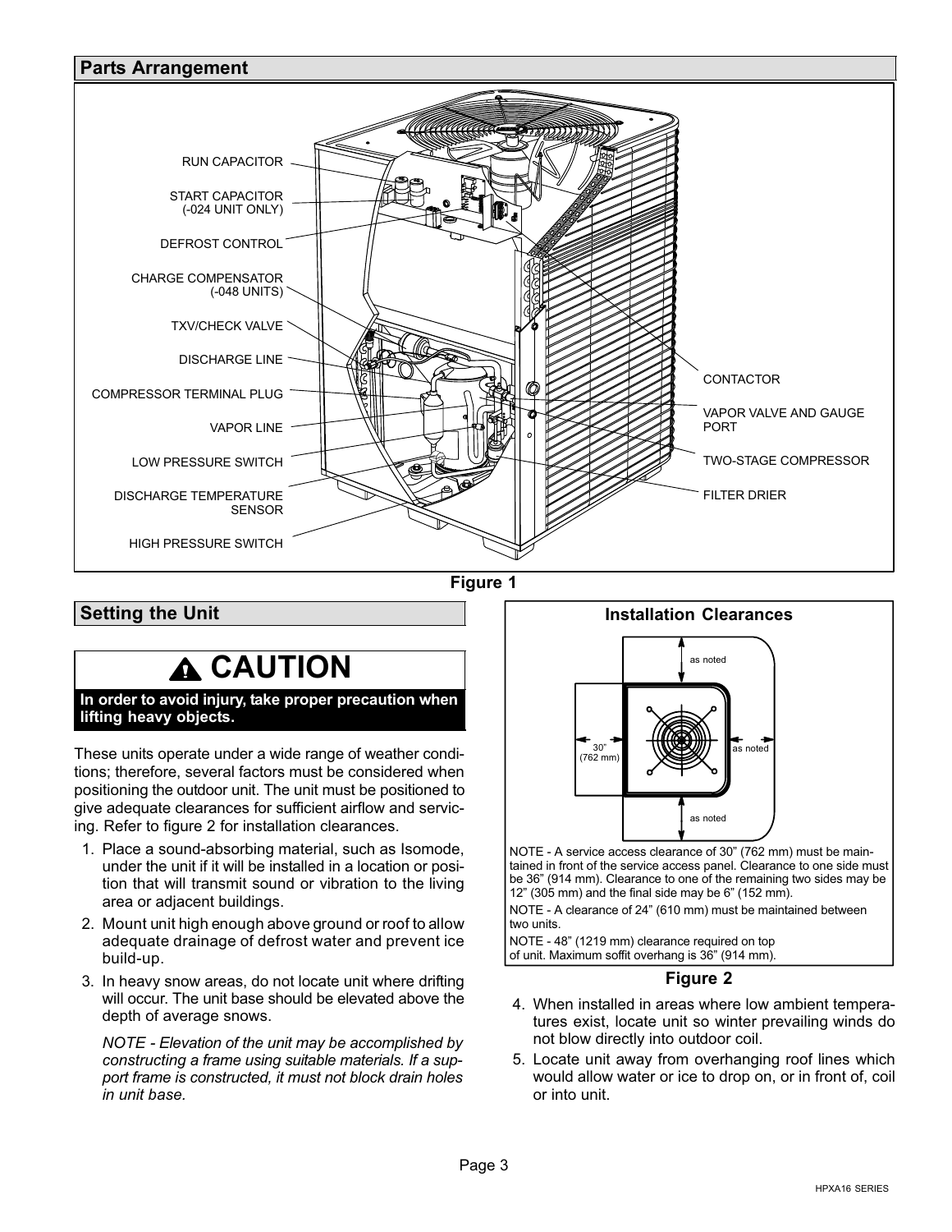## Parts Arrangement

RUN CAPACITOR

START CAPACITOR (-024 UNIT ONLY)

DEFROST CONTROL

CHARGE COMPENSATOR (-048 UNITS)

TXV/CHECK VALVE

DISCHARGE LINE

COMPRESSOR TERMINAL PLUG

VAPOR LINE

LOW PRESSURE SWITCH

DISCHARGE TEMPERATURE SENSOR

HIGH PRESSURE SWITCH

CONTACTOR

VAPOR VALVE AND GAUGE PORT

TWO-STAGE COMPRESSOR

FILTER DRIER

**Figure 1**

## Setting the Unit

### ⚠ CAUTION

**In order to avoid injury, take proper precaution when lifting heavy objects.**

These units operate under a wide range of weather conditions; therefore, several factors must be considered when positioning the outdoor unit. The unit must be positioned to give adequate clearances for sufficient airflow and servicing. Refer to figure 2 for installation clearances.

1. Place a sound-absorbing material, such as Isomode, under the unit if it will be installed in a location or position that will transmit sound or vibration to the living area or adjacent buildings.
2. Mount unit high enough above ground or roof to allow adequate drainage of defrost water and prevent ice build-up.
3. In heavy snow areas, do not locate unit where drifting will occur. The unit base should be elevated above the depth of average snows.

   *NOTE - Elevation of the unit may be accomplished by constructing a frame using suitable materials. If a support frame is constructed, it must not block drain holes in unit base.*

### Installation Clearances

as noted

30" (762 mm)

as noted

as noted

NOTE - A service access clearance of 30" (762 mm) must be maintained in front of the service access panel. Clearance to one side must be 36" (914 mm). Clearance to one of the remaining two sides may be 12" (305 mm) and the final side may be 6" (152 mm).

NOTE - A clearance of 24" (610 mm) must be maintained between two units.

NOTE - 48" (1219 mm) clearance required on top of unit. Maximum soffit overhang is 36" (914 mm).

**Figure 2**

4. When installed in areas where low ambient temperatures exist, locate unit so winter prevailing winds do not blow directly into outdoor coil.
5. Locate unit away from overhanging roof lines which would allow water or ice to drop on, or in front of, coil or into unit.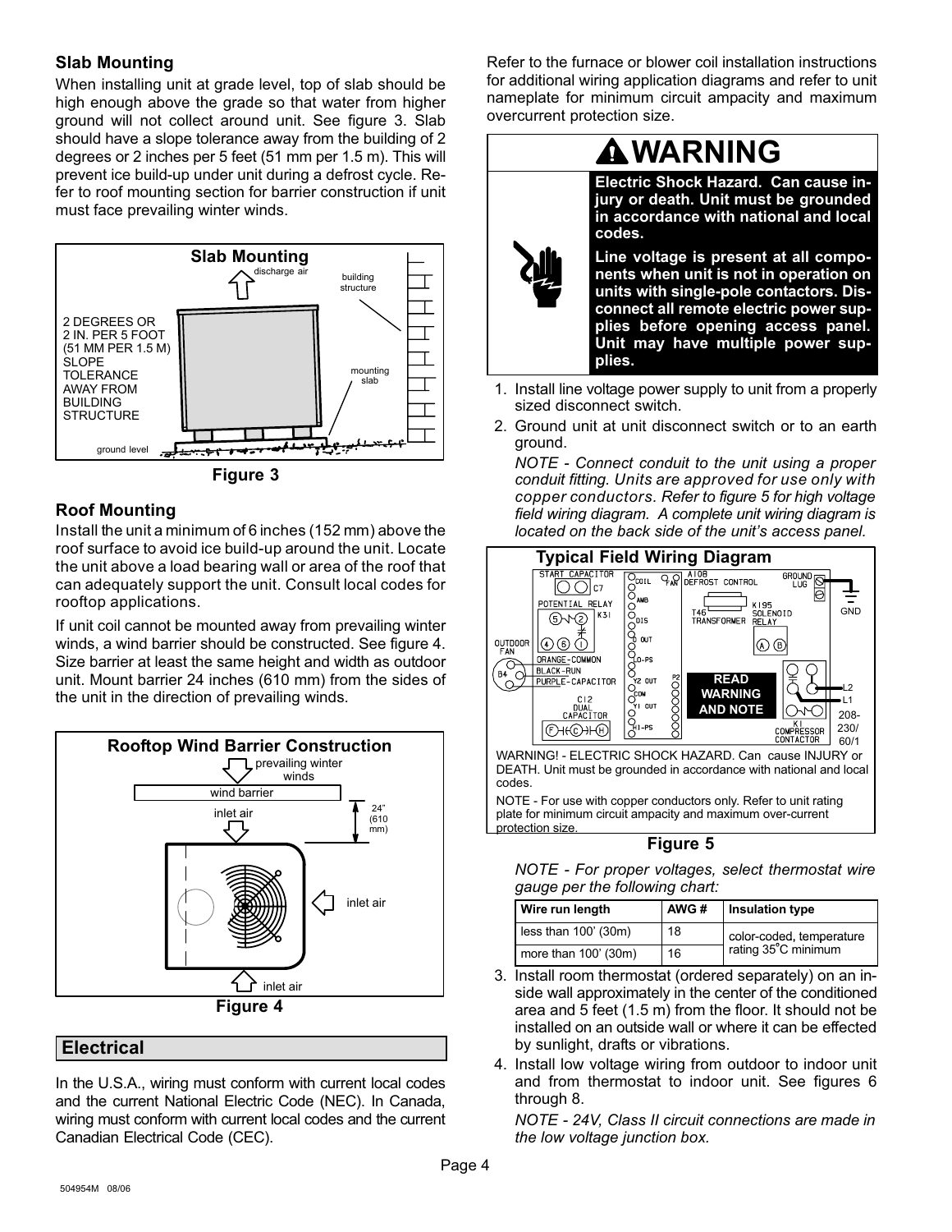### Slab Mounting

When installing unit at grade level, top of slab should be high enough above the grade so that water from higher ground will not collect around unit. See figure 3. Slab should have a slope tolerance away from the building of 2 degrees or 2 inches per 5 feet (51 mm per 1.5 m). This will prevent ice build-up under unit during a defrost cycle. Refer to roof mounting section for barrier construction if unit must face prevailing winter winds.

**Figure 3**

### Roof Mounting

Install the unit a minimum of 6 inches (152 mm) above the roof surface to avoid ice build-up around the unit. Locate the unit above a load bearing wall or area of the roof that can adequately support the unit. Consult local codes for rooftop applications.

If unit coil cannot be mounted away from prevailing winter winds, a wind barrier should be constructed. See figure 4. Size barrier at least the same height and width as outdoor unit. Mount barrier 24 inches (610 mm) from the sides of the unit in the direction of prevailing winds.

**Figure 4**

## Electrical

In the U.S.A., wiring must conform with current local codes and the current National Electric Code (NEC). In Canada, wiring must conform with current local codes and the current Canadian Electrical Code (CEC).

Refer to the furnace or blower coil installation instructions for additional wiring application diagrams and refer to unit nameplate for minimum circuit ampacity and maximum overcurrent protection size.

**WARNING**

**Electric Shock Hazard. Can cause injury or death. Unit must be grounded in accordance with national and local codes.**

**Line voltage is present at all components when unit is not in operation on units with single-pole contactors. Disconnect all remote electric power supplies before opening access panel. Unit may have multiple power supplies.**

1. Install line voltage power supply to unit from a properly sized disconnect switch.
2. Ground unit at unit disconnect switch or to an earth ground.

   *NOTE - Connect conduit to the unit using a proper conduit fitting. Units are approved for use only with copper conductors. Refer to figure 5 for high voltage field wiring diagram. A complete unit wiring diagram is located on the back side of the unit's access panel.*

**Typical Field Wiring Diagram**

WARNING! - ELECTRIC SHOCK HAZARD. Can cause INJURY or DEATH. Unit must be grounded in accordance with national and local codes.

NOTE - For use with copper conductors only. Refer to unit rating plate for minimum circuit ampacity and maximum over-current protection size.

**Figure 5**

*NOTE - For proper voltages, select thermostat wire gauge per the following chart:*

| Wire run length | AWG # | Insulation type |
|---|---|---|
| less than 100' (30m) | 18 | color-coded, temperature rating 35°C minimum |
| more than 100' (30m) | 16 | |

3. Install room thermostat (ordered separately) on an inside wall approximately in the center of the conditioned area and 5 feet (1.5 m) from the floor. It should not be installed on an outside wall or where it can be effected by sunlight, drafts or vibrations.
4. Install low voltage wiring from outdoor to indoor unit and from thermostat to indoor unit. See figures 6 through 8.

   *NOTE - 24V, Class II circuit connections are made in the low voltage junction box.*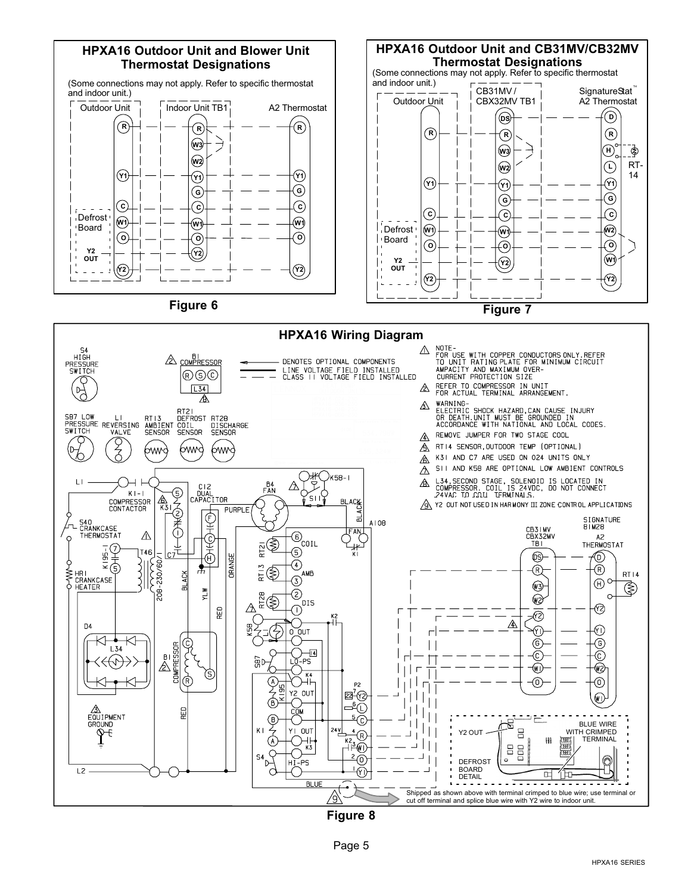## HPXA16 Outdoor Unit and Blower Unit Thermostat Designations

(Some connections may not apply. Refer to specific thermostat and indoor unit.)

Outdoor Unit | Indoor Unit TB1 | A2 Thermostat

R, W3, W2, Y1, G, C, W1, O, Y2

Defrost Board

Y2 OUT

Figure 6

## HPXA16 Outdoor Unit and CB31MV/CB32MV Thermostat Designations

(Some connections may not apply. Refer to specific thermostat and indoor unit.)

Outdoor Unit | CB31MV / CBX32MV TB1 | SignatureStat™ A2 Thermostat

DS, D, R, H, L, W3, W2, Y1, G, C, W1, O, Y2

RT-14

Defrost Board

Y2 OUT

Figure 7

## HPXA16 Wiring Diagram

NOTE-

1. FOR USE WITH COPPER CONDUCTORS ONLY. REFER TO UNIT RATING PLATE FOR MINIMUM CIRCUIT AMPACITY AND MAXIMUM OVER-CURRENT PROTECTION SIZE
2. REFER TO COMPRESSOR IN UNIT FOR ACTUAL TERMINAL ARRANGEMENT.
3. WARNING- ELECTRIC SHOCK HAZARD, CAN CAUSE INJURY OR DEATH. UNIT MUST BE GROUNDED IN ACCORDANCE WITH NATIONAL AND LOCAL CODES.
4. REMOVE JUMPER FOR TWO STAGE COOL
5. RT14 SENSOR, OUTDOOR TEMP (OPTIONAL)
6. K31 AND C7 ARE USED ON 024 UNITS ONLY
7. S11 AND K58 ARE OPTIONAL LOW AMBIENT CONTROLS
8. L34, SECOND STAGE, SOLENOID IS LOCATED IN COMPRESSOR. COIL IS 24VDC, DO NOT CONNECT 24VAC TO COIL TERMINALS.
9. Y2 OUT NOT USED IN HARMONY III ZONE CONTROL APPLICATIONS

DENOTES OPTIONAL COMPONENTS

LINE VOLTAGE FIELD INSTALLED

CLASS II VOLTAGE FIELD INSTALLED

S4 HIGH PRESSURE SWITCH; B1 COMPRESSOR; S87 LOW PRESSURE SWITCH; L1 REVERSING VALVE; RT13 AMBIENT SENSOR; RT21 DEFROST COIL SENSOR; RT28 DISCHARGE SENSOR; K1-1 COMPRESSOR CONTACTOR; C12 DUAL CAPACITOR; B4 FAN; K58-1; S11; S40 CRANKCASE THERMOSTAT; HR1 CRANKCASE HEATER; T46 208-230/60/1; D4; L34; A108; CB31MV CBX32MV TB1; SIGNATURE 81M28 A2 THERMOSTAT; RT14; EQUIPMENT GROUND

DEFROST BOARD DETAIL: Y2 OUT; BLUE WIRE WITH CRIMPED TERMINAL

Shipped as shown above with terminal crimped to blue wire; use terminal or cut off terminal and splice blue wire with Y2 wire to indoor unit.

Figure 8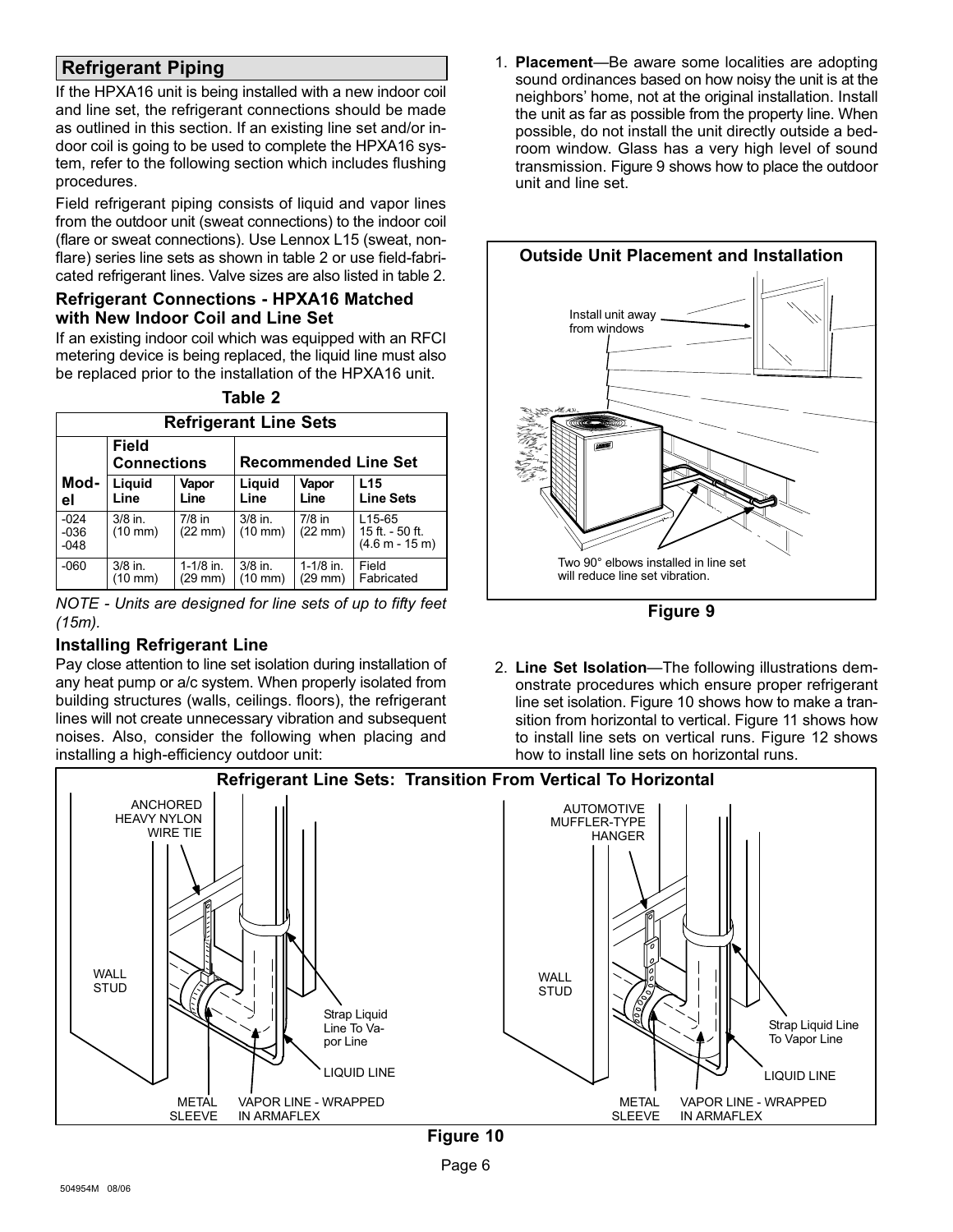## Refrigerant Piping

If the HPXA16 unit is being installed with a new indoor coil and line set, the refrigerant connections should be made as outlined in this section. If an existing line set and/or indoor coil is going to be used to complete the HPXA16 system, refer to the following section which includes flushing procedures.

Field refrigerant piping consists of liquid and vapor lines from the outdoor unit (sweat connections) to the indoor coil (flare or sweat connections). Use Lennox L15 (sweat, non-flare) series line sets as shown in table 2 or use field-fabricated refrigerant lines. Valve sizes are also listed in table 2.

### Refrigerant Connections - HPXA16 Matched with New Indoor Coil and Line Set

If an existing indoor coil which was equipped with an RFCI metering device is being replaced, the liquid line must also be replaced prior to the installation of the HPXA16 unit.

**Table 2**

**Refrigerant Line Sets**

| Model | Field Connections | | Recommended Line Set | | |
|---|---|---|---|---|---|
| | Liquid Line | Vapor Line | Liquid Line | Vapor Line | L15 Line Sets |
| -024 -036 -048 | 3/8 in. (10 mm) | 7/8 in (22 mm) | 3/8 in. (10 mm) | 7/8 in (22 mm) | L15-65 15 ft. - 50 ft. (4.6 m - 15 m) |
| -060 | 3/8 in. (10 mm) | 1-1/8 in. (29 mm) | 3/8 in. (10 mm) | 1-1/8 in. (29 mm) | Field Fabricated |

*NOTE - Units are designed for line sets of up to fifty feet (15m).*

### Installing Refrigerant Line

Pay close attention to line set isolation during installation of any heat pump or a/c system. When properly isolated from building structures (walls, ceilings. floors), the refrigerant lines will not create unnecessary vibration and subsequent noises. Also, consider the following when placing and installing a high-efficiency outdoor unit:

1. **Placement**—Be aware some localities are adopting sound ordinances based on how noisy the unit is at the neighbors' home, not at the original installation. Install the unit as far as possible from the property line. When possible, do not install the unit directly outside a bedroom window. Glass has a very high level of sound transmission. Figure 9 shows how to place the outdoor unit and line set.

**Outside Unit Placement and Installation**

Install unit away from windows

Two 90° elbows installed in line set will reduce line set vibration.

**Figure 9**

2. **Line Set Isolation**—The following illustrations demonstrate procedures which ensure proper refrigerant line set isolation. Figure 10 shows how to make a transition from horizontal to vertical. Figure 11 shows how to install line sets on vertical runs. Figure 12 shows how to install line sets on horizontal runs.

**Refrigerant Line Sets: Transition From Vertical To Horizontal**

ANCHORED HEAVY NYLON WIRE TIE | WALL STUD | Strap Liquid Line To Vapor Line | LIQUID LINE | METAL SLEEVE | VAPOR LINE - WRAPPED IN ARMAFLEX

AUTOMOTIVE MUFFLER-TYPE HANGER | WALL STUD | Strap Liquid Line To Vapor Line | LIQUID LINE | METAL SLEEVE | VAPOR LINE - WRAPPED IN ARMAFLEX

**Figure 10**

504954M 08/06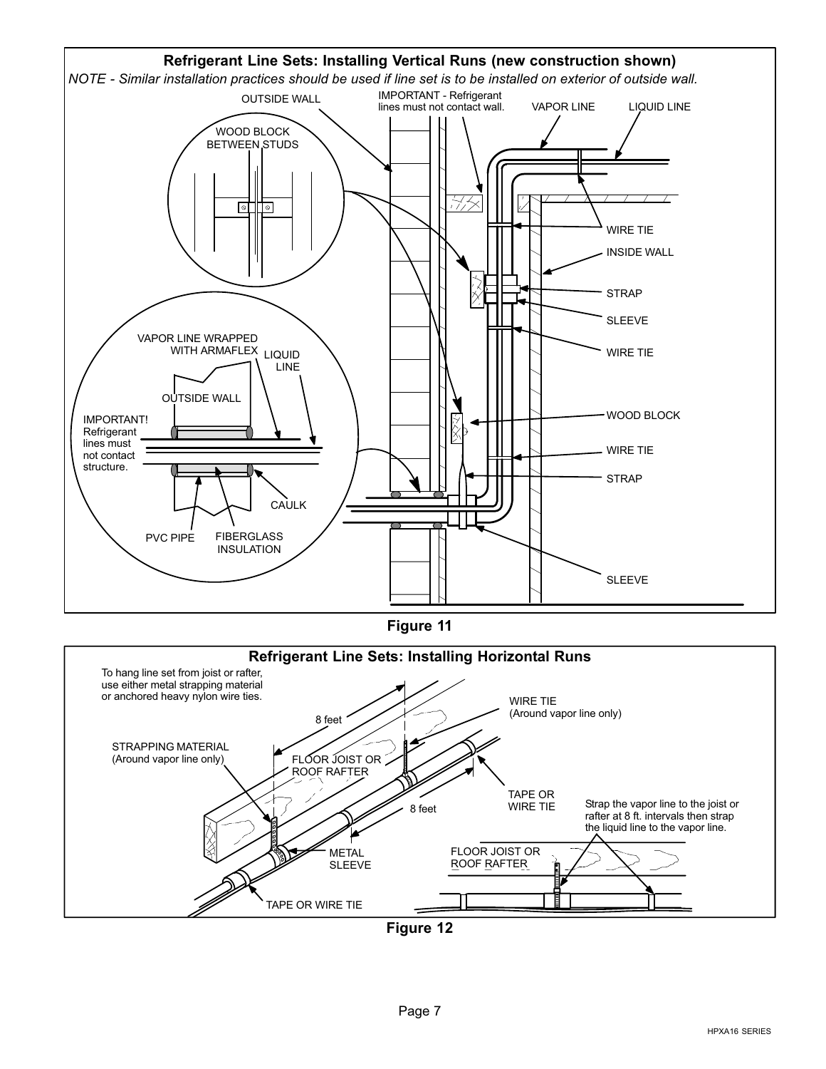**Refrigerant Line Sets: Installing Vertical Runs (new construction shown)**

*NOTE - Similar installation practices should be used if line set is to be installed on exterior of outside wall.*

OUTSIDE WALL

IMPORTANT - Refrigerant lines must not contact wall.

VAPOR LINE

LIQUID LINE

WOOD BLOCK BETWEEN STUDS

WIRE TIE

INSIDE WALL

STRAP

SLEEVE

WIRE TIE

VAPOR LINE WRAPPED WITH ARMAFLEX

LIQUID LINE

OUTSIDE WALL

IMPORTANT! Refrigerant lines must not contact structure.

WOOD BLOCK

WIRE TIE

STRAP

CAULK

PVC PIPE

FIBERGLASS INSULATION

SLEEVE

**Figure 11**

**Refrigerant Line Sets: Installing Horizontal Runs**

To hang line set from joist or rafter, use either metal strapping material or anchored heavy nylon wire ties.

8 feet

WIRE TIE (Around vapor line only)

STRAPPING MATERIAL (Around vapor line only)

FLOOR JOIST OR ROOF RAFTER

TAPE OR WIRE TIE

8 feet

Strap the vapor line to the joist or rafter at 8 ft. intervals then strap the liquid line to the vapor line.

METAL SLEEVE

FLOOR JOIST OR ROOF RAFTER

TAPE OR WIRE TIE

**Figure 12**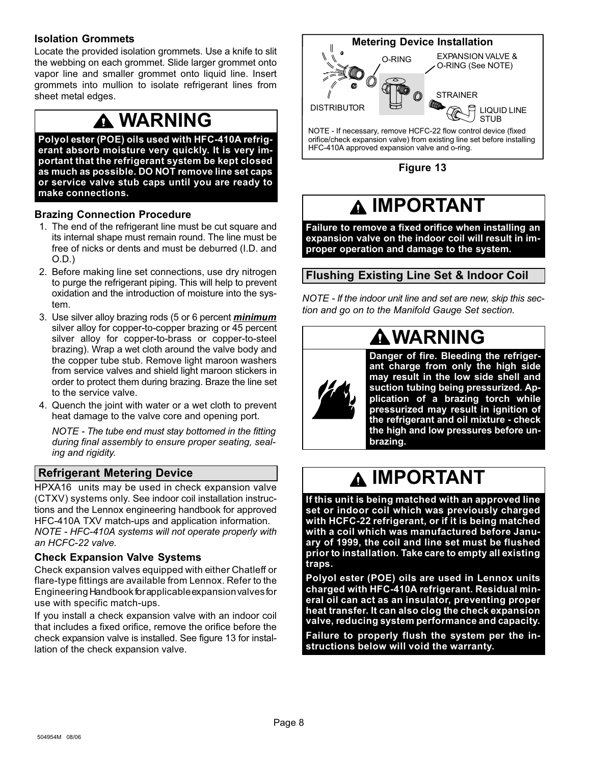### Isolation Grommets

Locate the provided isolation grommets. Use a knife to slit the webbing on each grommet. Slide larger grommet onto vapor line and smaller grommet onto liquid line. Insert grommets into mullion to isolate refrigerant lines from sheet metal edges.

## ⚠ WARNING

**Polyol ester (POE) oils used with HFC-410A refrigerant absorb moisture very quickly. It is very important that the refrigerant system be kept closed as much as possible. DO NOT remove line set caps or service valve stub caps until you are ready to make connections.**

### Brazing Connection Procedure

1. The end of the refrigerant line must be cut square and its internal shape must remain round. The line must be free of nicks or dents and must be deburred (I.D. and O.D.)
2. Before making line set connections, use dry nitrogen to purge the refrigerant piping. This will help to prevent oxidation and the introduction of moisture into the system.
3. Use silver alloy brazing rods (5 or 6 percent ***minimum*** silver alloy for copper-to-copper brazing or 45 percent silver alloy for copper-to-brass or copper-to-steel brazing). Wrap a wet cloth around the valve body and the copper tube stub. Remove light maroon washers from service valves and shield light maroon stickers in order to protect them during brazing. Braze the line set to the service valve.
4. Quench the joint with water or a wet cloth to prevent heat damage to the valve core and opening port.

   *NOTE - The tube end must stay bottomed in the fitting during final assembly to ensure proper seating, sealing and rigidity.*

## Refrigerant Metering Device

HPXA16 units may be used in check expansion valve (CTXV) systems only. See indoor coil installation instructions and the Lennox engineering handbook for approved HFC-410A TXV match-ups and application information.

*NOTE - HFC-410A systems will not operate properly with an HCFC-22 valve.*

### Check Expansion Valve Systems

Check expansion valves equipped with either Chatleff or flare-type fittings are available from Lennox. Refer to the Engineering Handbook for applicable expansion valves for use with specific match-ups.

If you install a check expansion valve with an indoor coil that includes a fixed orifice, remove the orifice before the check expansion valve is installed. See figure 13 for installation of the check expansion valve.

**Metering Device Installation**

DISTRIBUTOR — O-RING — EXPANSION VALVE & O-RING (See NOTE) — STRAINER — LIQUID LINE STUB

NOTE - If necessary, remove HCFC-22 flow control device (fixed orifice/check expansion valve) from existing line set before installing HFC-410A approved expansion valve and o-ring.

**Figure 13**

## ⚠ IMPORTANT

**Failure to remove a fixed orifice when installing an expansion valve on the indoor coil will result in improper operation and damage to the system.**

## Flushing Existing Line Set & Indoor Coil

*NOTE - If the indoor unit line and set are new, skip this section and go on to the Manifold Gauge Set section.*

## ⚠ WARNING

**Danger of fire. Bleeding the refrigerant charge from only the high side may result in the low side shell and suction tubing being pressurized. Application of a brazing torch while pressurized may result in ignition of the refrigerant and oil mixture - check the high and low pressures before unbrazing.**

## ⚠ IMPORTANT

**If this unit is being matched with an approved line set or indoor coil which was previously charged with HCFC-22 refrigerant, or if it is being matched with a coil which was manufactured before January of 1999, the coil and line set must be flushed prior to installation. Take care to empty all existing traps.**

**Polyol ester (POE) oils are used in Lennox units charged with HFC-410A refrigerant. Residual mineral oil can act as an insulator, preventing proper heat transfer. It can also clog the check expansion valve, reducing system performance and capacity.**

**Failure to properly flush the system per the instructions below will void the warranty.**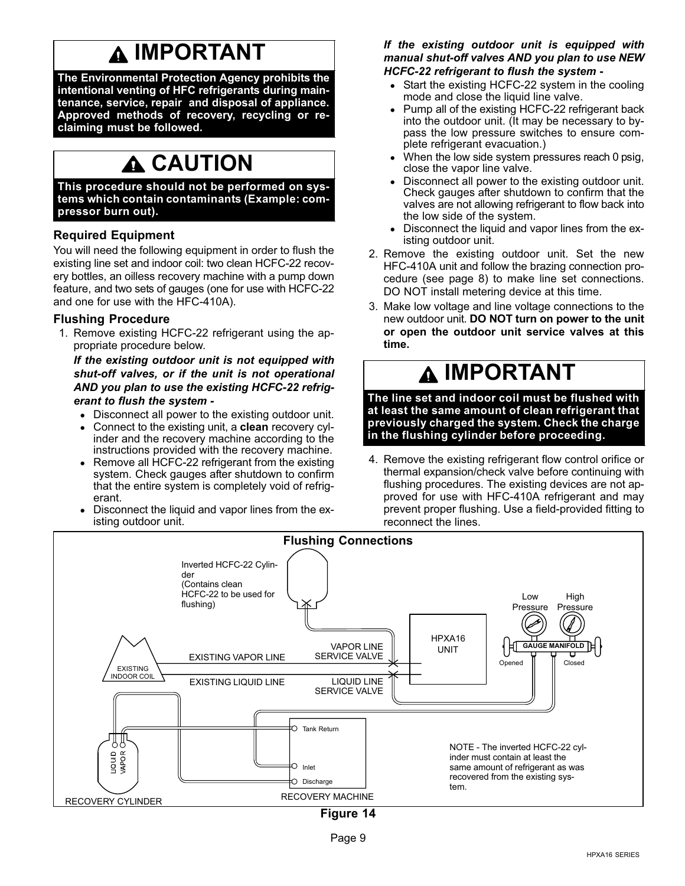## ⚠ IMPORTANT

**The Environmental Protection Agency prohibits the intentional venting of HFC refrigerants during maintenance, service, repair and disposal of appliance. Approved methods of recovery, recycling or reclaiming must be followed.**

## ⚠ CAUTION

**This procedure should not be performed on systems which contain contaminants (Example: compressor burn out).**

### Required Equipment

You will need the following equipment in order to flush the existing line set and indoor coil: two clean HCFC-22 recovery bottles, an oilless recovery machine with a pump down feature, and two sets of gauges (one for use with HCFC-22 and one for use with the HFC-410A).

### Flushing Procedure

1. Remove existing HCFC-22 refrigerant using the appropriate procedure below.

   ***If the existing outdoor unit is not equipped with shut-off valves, or if the unit is not operational AND you plan to use the existing HCFC-22 refrigerant to flush the system -***

   - Disconnect all power to the existing outdoor unit.
   - Connect to the existing unit, a **clean** recovery cylinder and the recovery machine according to the instructions provided with the recovery machine.
   - Remove all HCFC-22 refrigerant from the existing system. Check gauges after shutdown to confirm that the entire system is completely void of refrigerant.
   - Disconnect the liquid and vapor lines from the existing outdoor unit.

   ***If the existing outdoor unit is equipped with manual shut-off valves AND you plan to use NEW HCFC-22 refrigerant to flush the system -***

   - Start the existing HCFC-22 system in the cooling mode and close the liquid line valve.
   - Pump all of the existing HCFC-22 refrigerant back into the outdoor unit. (It may be necessary to bypass the low pressure switches to ensure complete refrigerant evacuation.)
   - When the low side system pressures reach 0 psig, close the vapor line valve.
   - Disconnect all power to the existing outdoor unit. Check gauges after shutdown to confirm that the valves are not allowing refrigerant to flow back into the low side of the system.
   - Disconnect the liquid and vapor lines from the existing outdoor unit.

2. Remove the existing outdoor unit. Set the new HFC-410A unit and follow the brazing connection procedure (see page 8) to make line set connections. DO NOT install metering device at this time.
3. Make low voltage and line voltage connections to the new outdoor unit. **DO NOT turn on power to the unit or open the outdoor unit service valves at this time.**

## ⚠ IMPORTANT

**The line set and indoor coil must be flushed with at least the same amount of clean refrigerant that previously charged the system. Check the charge in the flushing cylinder before proceeding.**

4. Remove the existing refrigerant flow control orifice or thermal expansion/check valve before continuing with flushing procedures. The existing devices are not approved for use with HFC-410A refrigerant and may prevent proper flushing. Use a field-provided fitting to reconnect the lines.

**Flushing Connections**

Inverted HCFC-22 Cylinder (Contains clean HCFC-22 to be used for flushing)

Low Pressure | High Pressure | GAUGE MANIFOLD | Opened | Closed

HPXA16 UNIT | VAPOR LINE SERVICE VALVE | LIQUID LINE SERVICE VALVE

EXISTING INDOOR COIL | EXISTING VAPOR LINE | EXISTING LIQUID LINE

RECOVERY CYLINDER (LIQUID, VAPOR) | RECOVERY MACHINE (Tank Return, Inlet, Discharge)

NOTE - The inverted HCFC-22 cylinder must contain at least the same amount of refrigerant as was recovered from the existing system.

**Figure 14**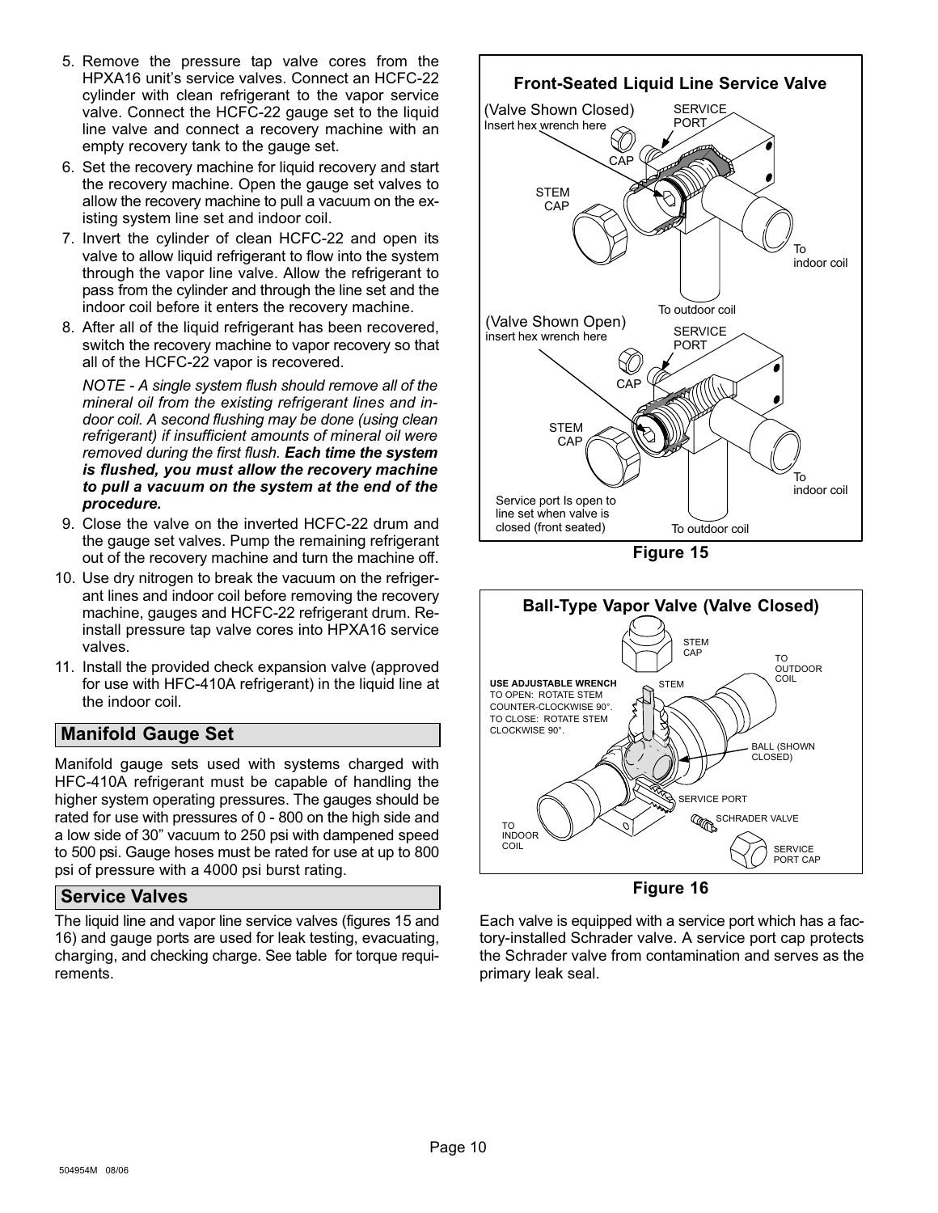5. Remove the pressure tap valve cores from the HPXA16 unit's service valves. Connect an HCFC-22 cylinder with clean refrigerant to the vapor service valve. Connect the HCFC-22 gauge set to the liquid line valve and connect a recovery machine with an empty recovery tank to the gauge set.
6. Set the recovery machine for liquid recovery and start the recovery machine. Open the gauge set valves to allow the recovery machine to pull a vacuum on the existing system line set and indoor coil.
7. Invert the cylinder of clean HCFC-22 and open its valve to allow liquid refrigerant to flow into the system through the vapor line valve. Allow the refrigerant to pass from the cylinder and through the line set and the indoor coil before it enters the recovery machine.
8. After all of the liquid refrigerant has been recovered, switch the recovery machine to vapor recovery so that all of the HCFC-22 vapor is recovered.

   *NOTE - A single system flush should remove all of the mineral oil from the existing refrigerant lines and indoor coil. A second flushing may be done (using clean refrigerant) if insufficient amounts of mineral oil were removed during the first flush.* ***Each time the system is flushed, you must allow the recovery machine to pull a vacuum on the system at the end of the procedure.***
9. Close the valve on the inverted HCFC-22 drum and the gauge set valves. Pump the remaining refrigerant out of the recovery machine and turn the machine off.
10. Use dry nitrogen to break the vacuum on the refrigerant lines and indoor coil before removing the recovery machine, gauges and HCFC-22 refrigerant drum. Reinstall pressure tap valve cores into HPXA16 service valves.
11. Install the provided check expansion valve (approved for use with HFC-410A refrigerant) in the liquid line at the indoor coil.

## Manifold Gauge Set

Manifold gauge sets used with systems charged with HFC-410A refrigerant must be capable of handling the higher system operating pressures. The gauges should be rated for use with pressures of 0 - 800 on the high side and a low side of 30" vacuum to 250 psi with dampened speed to 500 psi. Gauge hoses must be rated for use at up to 800 psi of pressure with a 4000 psi burst rating.

## Service Valves

The liquid line and vapor line service valves (figures 15 and 16) and gauge ports are used for leak testing, evacuating, charging, and checking charge. See table for torque requirements.

**Front-Seated Liquid Line Service Valve**

(Valve Shown Closed) Insert hex wrench here — SERVICE PORT — CAP — STEM CAP — To indoor coil — To outdoor coil

(Valve Shown Open) insert hex wrench here — SERVICE PORT — CAP — STEM CAP — To indoor coil — To outdoor coil

Service port Is open to line set when valve is closed (front seated)

**Figure 15**

**Ball-Type Vapor Valve (Valve Closed)**

STEM CAP — TO OUTDOOR COIL — STEM

**USE ADJUSTABLE WRENCH** TO OPEN: ROTATE STEM COUNTER-CLOCKWISE 90°. TO CLOSE: ROTATE STEM CLOCKWISE 90°.

BALL (SHOWN CLOSED) — SERVICE PORT — SCHRADER VALVE — TO INDOOR COIL — SERVICE PORT CAP

**Figure 16**

Each valve is equipped with a service port which has a factory-installed Schrader valve. A service port cap protects the Schrader valve from contamination and serves as the primary leak seal.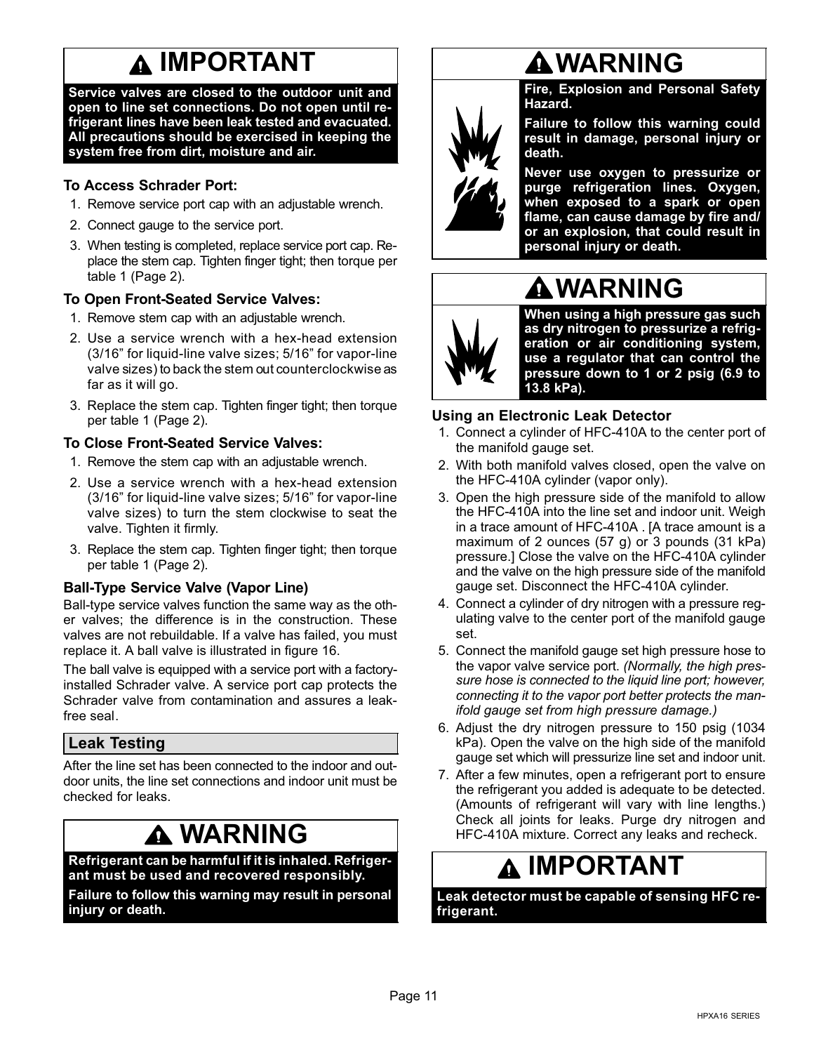## ⚠ IMPORTANT

**Service valves are closed to the outdoor unit and open to line set connections. Do not open until refrigerant lines have been leak tested and evacuated. All precautions should be exercised in keeping the system free from dirt, moisture and air.**

### To Access Schrader Port:

1. Remove service port cap with an adjustable wrench.
2. Connect gauge to the service port.
3. When testing is completed, replace service port cap. Replace the stem cap. Tighten finger tight; then torque per table 1 (Page 2).

### To Open Front-Seated Service Valves:

1. Remove stem cap with an adjustable wrench.
2. Use a service wrench with a hex-head extension (3/16" for liquid-line valve sizes; 5/16" for vapor-line valve sizes) to back the stem out counterclockwise as far as it will go.
3. Replace the stem cap. Tighten finger tight; then torque per table 1 (Page 2).

### To Close Front-Seated Service Valves:

1. Remove the stem cap with an adjustable wrench.
2. Use a service wrench with a hex-head extension (3/16" for liquid-line valve sizes; 5/16" for vapor-line valve sizes) to turn the stem clockwise to seat the valve. Tighten it firmly.
3. Replace the stem cap. Tighten finger tight; then torque per table 1 (Page 2).

### Ball-Type Service Valve (Vapor Line)

Ball-type service valves function the same way as the other valves; the difference is in the construction. These valves are not rebuildable. If a valve has failed, you must replace it. A ball valve is illustrated in figure 16.

The ball valve is equipped with a service port with a factory-installed Schrader valve. A service port cap protects the Schrader valve from contamination and assures a leak-free seal.

## Leak Testing

After the line set has been connected to the indoor and outdoor units, the line set connections and indoor unit must be checked for leaks.

## ⚠ WARNING

**Refrigerant can be harmful if it is inhaled. Refrigerant must be used and recovered responsibly.**

**Failure to follow this warning may result in personal injury or death.**

## ⚠ WARNING

**Fire, Explosion and Personal Safety Hazard.**

**Failure to follow this warning could result in damage, personal injury or death.**

**Never use oxygen to pressurize or purge refrigeration lines. Oxygen, when exposed to a spark or open flame, can cause damage by fire and/ or an explosion, that could result in personal injury or death.**

## ⚠ WARNING

**When using a high pressure gas such as dry nitrogen to pressurize a refrigeration or air conditioning system, use a regulator that can control the pressure down to 1 or 2 psig (6.9 to 13.8 kPa).**

### Using an Electronic Leak Detector

1. Connect a cylinder of HFC-410A to the center port of the manifold gauge set.
2. With both manifold valves closed, open the valve on the HFC-410A cylinder (vapor only).
3. Open the high pressure side of the manifold to allow the HFC-410A into the line set and indoor unit. Weigh in a trace amount of HFC-410A . [A trace amount is a maximum of 2 ounces (57 g) or 3 pounds (31 kPa) pressure.] Close the valve on the HFC-410A cylinder and the valve on the high pressure side of the manifold gauge set. Disconnect the HFC-410A cylinder.
4. Connect a cylinder of dry nitrogen with a pressure regulating valve to the center port of the manifold gauge set.
5. Connect the manifold gauge set high pressure hose to the vapor valve service port. *(Normally, the high pressure hose is connected to the liquid line port; however, connecting it to the vapor port better protects the manifold gauge set from high pressure damage.)*
6. Adjust the dry nitrogen pressure to 150 psig (1034 kPa). Open the valve on the high side of the manifold gauge set which will pressurize line set and indoor unit.
7. After a few minutes, open a refrigerant port to ensure the refrigerant you added is adequate to be detected. (Amounts of refrigerant will vary with line lengths.) Check all joints for leaks. Purge dry nitrogen and HFC-410A mixture. Correct any leaks and recheck.

## ⚠ IMPORTANT

**Leak detector must be capable of sensing HFC refrigerant.**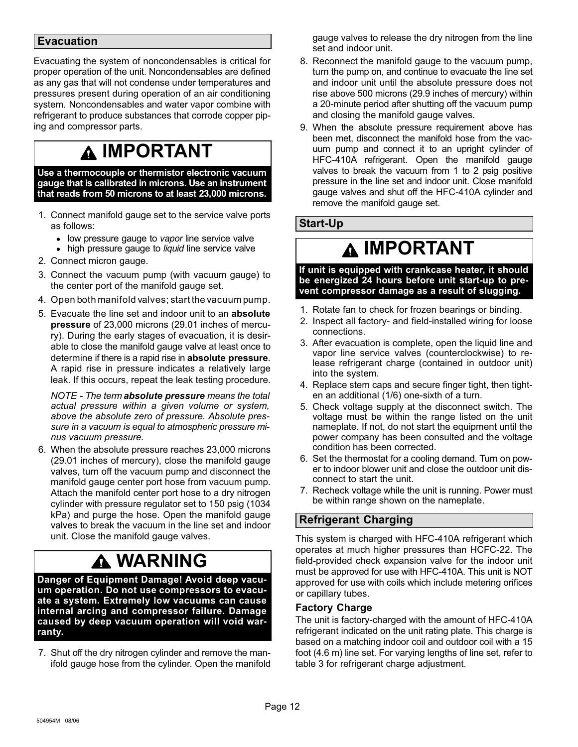## Evacuation

Evacuating the system of noncondensables is critical for proper operation of the unit. Noncondensables are defined as any gas that will not condense under temperatures and pressures present during operation of an air conditioning system. Noncondensables and water vapor combine with refrigerant to produce substances that corrode copper piping and compressor parts.

### ⚠ IMPORTANT

**Use a thermocouple or thermistor electronic vacuum gauge that is calibrated in microns. Use an instrument that reads from 50 microns to at least 23,000 microns.**

1. Connect manifold gauge set to the service valve ports as follows:
   - low pressure gauge to *vapor* line service valve
   - high pressure gauge to *liquid* line service valve
2. Connect micron gauge.
3. Connect the vacuum pump (with vacuum gauge) to the center port of the manifold gauge set.
4. Open both manifold valves; start the vacuum pump.
5. Evacuate the line set and indoor unit to an **absolute pressure** of 23,000 microns (29.01 inches of mercury). During the early stages of evacuation, it is desirable to close the manifold gauge valve at least once to determine if there is a rapid rise in **absolute pressure**. A rapid rise in pressure indicates a relatively large leak. If this occurs, repeat the leak testing procedure.

   *NOTE - The term **absolute pressure** means the total actual pressure within a given volume or system, above the absolute zero of pressure. Absolute pressure in a vacuum is equal to atmospheric pressure minus vacuum pressure.*

6. When the absolute pressure reaches 23,000 microns (29.01 inches of mercury), close the manifold gauge valves, turn off the vacuum pump and disconnect the manifold gauge center port hose from vacuum pump. Attach the manifold center port hose to a dry nitrogen cylinder with pressure regulator set to 150 psig (1034 kPa) and purge the hose. Open the manifold gauge valves to break the vacuum in the line set and indoor unit. Close the manifold gauge valves.

### ⚠ WARNING

**Danger of Equipment Damage! Avoid deep vacuum operation. Do not use compressors to evacuate a system. Extremely low vacuums can cause internal arcing and compressor failure. Damage caused by deep vacuum operation will void warranty.**

7. Shut off the dry nitrogen cylinder and remove the manifold gauge hose from the cylinder. Open the manifold gauge valves to release the dry nitrogen from the line set and indoor unit.
8. Reconnect the manifold gauge to the vacuum pump, turn the pump on, and continue to evacuate the line set and indoor unit until the absolute pressure does not rise above 500 microns (29.9 inches of mercury) within a 20-minute period after shutting off the vacuum pump and closing the manifold gauge valves.
9. When the absolute pressure requirement above has been met, disconnect the manifold hose from the vacuum pump and connect it to an upright cylinder of HFC-410A refrigerant. Open the manifold gauge valves to break the vacuum from 1 to 2 psig positive pressure in the line set and indoor unit. Close manifold gauge valves and shut off the HFC-410A cylinder and remove the manifold gauge set.

## Start-Up

### ⚠ IMPORTANT

**If unit is equipped with crankcase heater, it should be energized 24 hours before unit start-up to prevent compressor damage as a result of slugging.**

1. Rotate fan to check for frozen bearings or binding.
2. Inspect all factory- and field-installed wiring for loose connections.
3. After evacuation is complete, open the liquid line and vapor line service valves (counterclockwise) to release refrigerant charge (contained in outdoor unit) into the system.
4. Replace stem caps and secure finger tight, then tighten an additional (1/6) one-sixth of a turn.
5. Check voltage supply at the disconnect switch. The voltage must be within the range listed on the unit nameplate. If not, do not start the equipment until the power company has been consulted and the voltage condition has been corrected.
6. Set the thermostat for a cooling demand. Turn on power to indoor blower unit and close the outdoor unit disconnect to start the unit.
7. Recheck voltage while the unit is running. Power must be within range shown on the nameplate.

## Refrigerant Charging

This system is charged with HFC-410A refrigerant which operates at much higher pressures than HCFC-22. The field-provided check expansion valve for the indoor unit must be approved for use with HFC-410A. This unit is NOT approved for use with coils which include metering orifices or capillary tubes.

### Factory Charge

The unit is factory-charged with the amount of HFC-410A refrigerant indicated on the unit rating plate. This charge is based on a matching indoor coil and outdoor coil with a 15 foot (4.6 m) line set. For varying lengths of line set, refer to table 3 for refrigerant charge adjustment.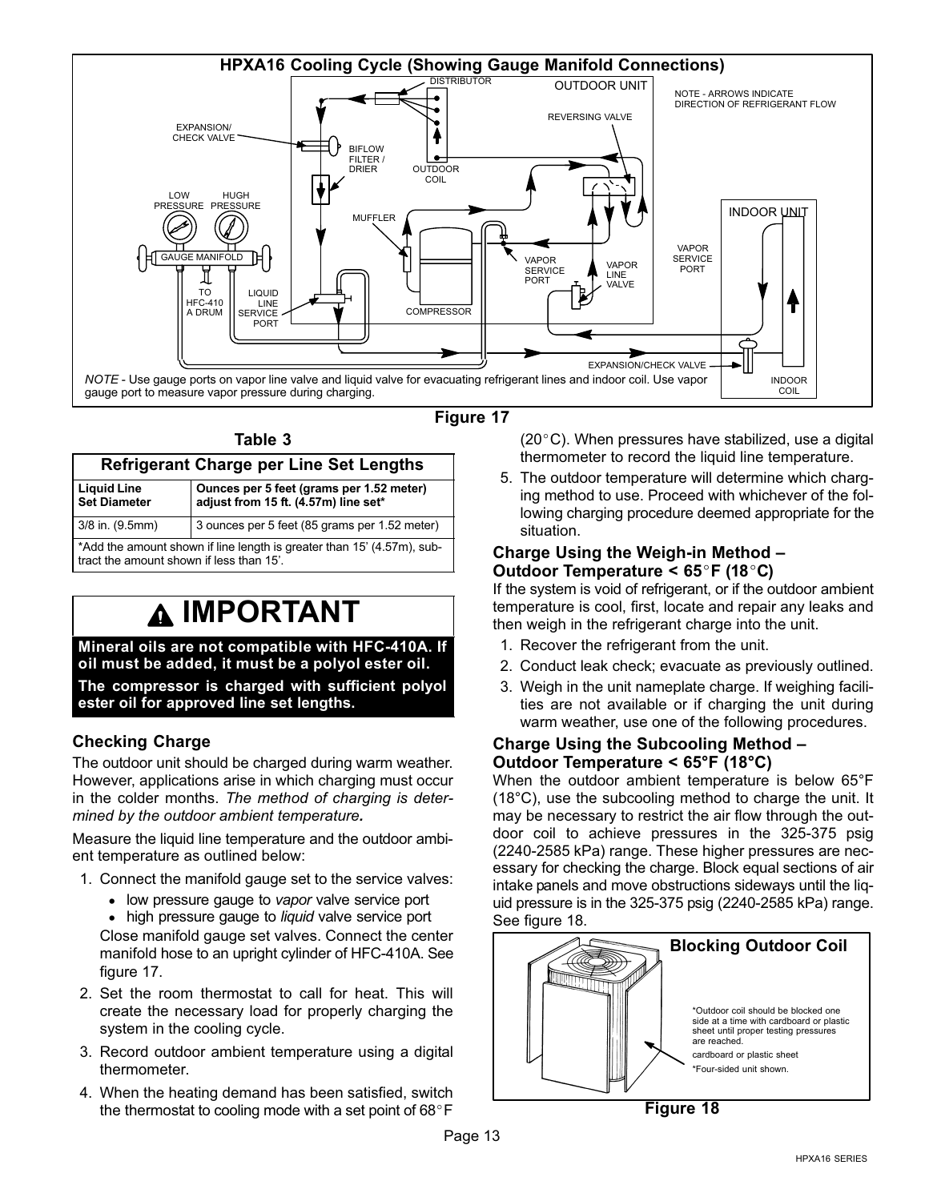**HPXA16 Cooling Cycle (Showing Gauge Manifold Connections)**

DISTRIBUTOR, OUTDOOR UNIT, NOTE - ARROWS INDICATE DIRECTION OF REFRIGERANT FLOW, REVERSING VALVE, EXPANSION/CHECK VALVE, BIFLOW FILTER / DRIER, OUTDOOR COIL, LOW PRESSURE, HUGH PRESSURE, MUFFLER, INDOOR UNIT, GAUGE MANIFOLD, VAPOR SERVICE PORT, VAPOR LINE VALVE, VAPOR SERVICE PORT, TO HFC-410 A DRUM, LIQUID LINE SERVICE PORT, COMPRESSOR, EXPANSION/CHECK VALVE, INDOOR COIL

*NOTE* - Use gauge ports on vapor line valve and liquid valve for evacuating refrigerant lines and indoor coil. Use vapor gauge port to measure vapor pressure during charging.

**Figure 17**

**Table 3**

| Refrigerant Charge per Line Set Lengths | |
|---|---|
| **Liquid Line Set Diameter** | **Ounces per 5 feet (grams per 1.52 meter) adjust from 15 ft. (4.57m) line set*** |
| 3/8 in. (9.5mm) | 3 ounces per 5 feet (85 grams per 1.52 meter) |
| *Add the amount shown if line length is greater than 15' (4.57m), subtract the amount shown if less than 15'. | |

## ⚠ IMPORTANT

**Mineral oils are not compatible with HFC-410A. If oil must be added, it must be a polyol ester oil.**

**The compressor is charged with sufficient polyol ester oil for approved line set lengths.**

### Checking Charge

The outdoor unit should be charged during warm weather. However, applications arise in which charging must occur in the colder months. *The method of charging is determined by the outdoor ambient temperature.*

Measure the liquid line temperature and the outdoor ambient temperature as outlined below:

1. Connect the manifold gauge set to the service valves:
   - low pressure gauge to *vapor* valve service port
   - high pressure gauge to *liquid* valve service port

   Close manifold gauge set valves. Connect the center manifold hose to an upright cylinder of HFC-410A. See figure 17.
2. Set the room thermostat to call for heat. This will create the necessary load for properly charging the system in the cooling cycle.
3. Record outdoor ambient temperature using a digital thermometer.
4. When the heating demand has been satisfied, switch the thermostat to cooling mode with a set point of 68°F (20°C). When pressures have stabilized, use a digital thermometer to record the liquid line temperature.
5. The outdoor temperature will determine which charging method to use. Proceed with whichever of the following charging procedure deemed appropriate for the situation.

### Charge Using the Weigh-in Method – Outdoor Temperature < 65°F (18°C)

If the system is void of refrigerant, or if the outdoor ambient temperature is cool, first, locate and repair any leaks and then weigh in the refrigerant charge into the unit.

1. Recover the refrigerant from the unit.
2. Conduct leak check; evacuate as previously outlined.
3. Weigh in the unit nameplate charge. If weighing facilities are not available or if charging the unit during warm weather, use one of the following procedures.

### Charge Using the Subcooling Method – Outdoor Temperature < 65°F (18°C)

When the outdoor ambient temperature is below 65°F (18°C), use the subcooling method to charge the unit. It may be necessary to restrict the air flow through the outdoor coil to achieve pressures in the 325-375 psig (2240-2585 kPa) range. These higher pressures are necessary for checking the charge. Block equal sections of air intake panels and move obstructions sideways until the liquid pressure is in the 325-375 psig (2240-2585 kPa) range. See figure 18.

**Blocking Outdoor Coil**

*Outdoor coil should be blocked one side at a time with cardboard or plastic sheet until proper testing pressures are reached.

cardboard or plastic sheet

*Four-sided unit shown.

**Figure 18**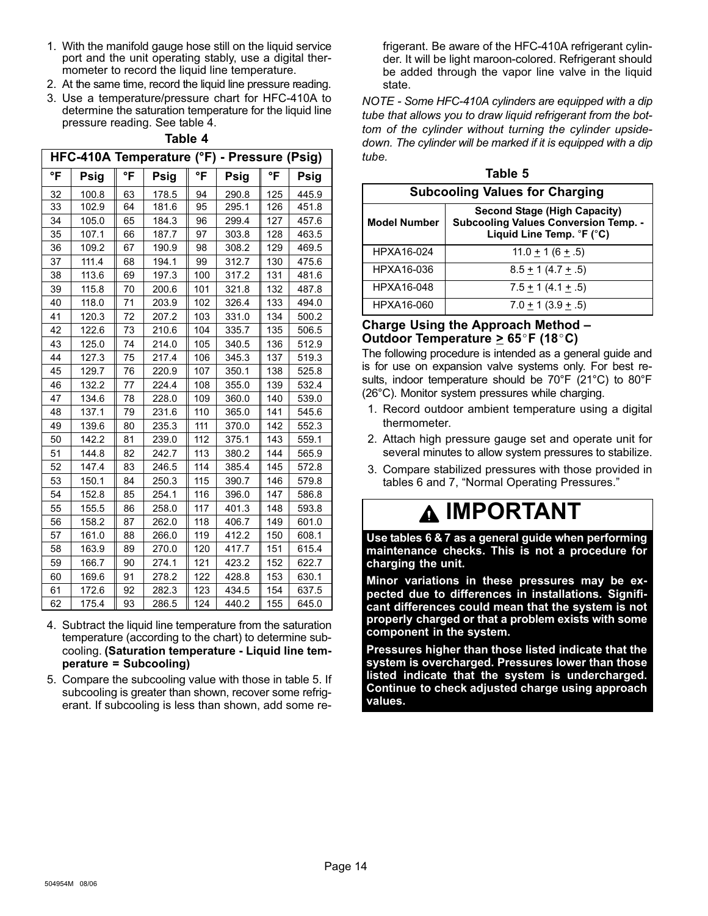1. With the manifold gauge hose still on the liquid service port and the unit operating stably, use a digital thermometer to record the liquid line temperature.
2. At the same time, record the liquid line pressure reading.
3. Use a temperature/pressure chart for HFC-410A to determine the saturation temperature for the liquid line pressure reading. See table 4.

**Table 4**

| HFC-410A Temperature (°F) - Pressure (Psig) | | | | | | | |
|---|---|---|---|---|---|---|---|
| °F | Psig | °F | Psig | °F | Psig | °F | Psig |
| 32 | 100.8 | 63 | 178.5 | 94 | 290.8 | 125 | 445.9 |
| 33 | 102.9 | 64 | 181.6 | 95 | 295.1 | 126 | 451.8 |
| 34 | 105.0 | 65 | 184.3 | 96 | 299.4 | 127 | 457.6 |
| 35 | 107.1 | 66 | 187.7 | 97 | 303.8 | 128 | 463.5 |
| 36 | 109.2 | 67 | 190.9 | 98 | 308.2 | 129 | 469.5 |
| 37 | 111.4 | 68 | 194.1 | 99 | 312.7 | 130 | 475.6 |
| 38 | 113.6 | 69 | 197.3 | 100 | 317.2 | 131 | 481.6 |
| 39 | 115.8 | 70 | 200.6 | 101 | 321.8 | 132 | 487.8 |
| 40 | 118.0 | 71 | 203.9 | 102 | 326.4 | 133 | 494.0 |
| 41 | 120.3 | 72 | 207.2 | 103 | 331.0 | 134 | 500.2 |
| 42 | 122.6 | 73 | 210.6 | 104 | 335.7 | 135 | 506.5 |
| 43 | 125.0 | 74 | 214.0 | 105 | 340.5 | 136 | 512.9 |
| 44 | 127.3 | 75 | 217.4 | 106 | 345.3 | 137 | 519.3 |
| 45 | 129.7 | 76 | 220.9 | 107 | 350.1 | 138 | 525.8 |
| 46 | 132.2 | 77 | 224.4 | 108 | 355.0 | 139 | 532.4 |
| 47 | 134.6 | 78 | 228.0 | 109 | 360.0 | 140 | 539.0 |
| 48 | 137.1 | 79 | 231.6 | 110 | 365.0 | 141 | 545.6 |
| 49 | 139.6 | 80 | 235.3 | 111 | 370.0 | 142 | 552.3 |
| 50 | 142.2 | 81 | 239.0 | 112 | 375.1 | 143 | 559.1 |
| 51 | 144.8 | 82 | 242.7 | 113 | 380.2 | 144 | 565.9 |
| 52 | 147.4 | 83 | 246.5 | 114 | 385.4 | 145 | 572.8 |
| 53 | 150.1 | 84 | 250.3 | 115 | 390.7 | 146 | 579.8 |
| 54 | 152.8 | 85 | 254.1 | 116 | 396.0 | 147 | 586.8 |
| 55 | 155.5 | 86 | 258.0 | 117 | 401.3 | 148 | 593.8 |
| 56 | 158.2 | 87 | 262.0 | 118 | 406.7 | 149 | 601.0 |
| 57 | 161.0 | 88 | 266.0 | 119 | 412.2 | 150 | 608.1 |
| 58 | 163.9 | 89 | 270.0 | 120 | 417.7 | 151 | 615.4 |
| 59 | 166.7 | 90 | 274.1 | 121 | 423.2 | 152 | 622.7 |
| 60 | 169.6 | 91 | 278.2 | 122 | 428.8 | 153 | 630.1 |
| 61 | 172.6 | 92 | 282.3 | 123 | 434.5 | 154 | 637.5 |
| 62 | 175.4 | 93 | 286.5 | 124 | 440.2 | 155 | 645.0 |

4. Subtract the liquid line temperature from the saturation temperature (according to the chart) to determine subcooling. **(Saturation temperature - Liquid line temperature = Subcooling)**
5. Compare the subcooling value with those in table 5. If subcooling is greater than shown, recover some refrigerant. If subcooling is less than shown, add some refrigerant. Be aware of the HFC-410A refrigerant cylinder. It will be light maroon-colored. Refrigerant should be added through the vapor line valve in the liquid state.

*NOTE - Some HFC-410A cylinders are equipped with a dip tube that allows you to draw liquid refrigerant from the bottom of the cylinder without turning the cylinder upside-down. The cylinder will be marked if it is equipped with a dip tube.*

**Table 5**

| Subcooling Values for Charging | |
|---|---|
| **Model Number** | **Second Stage (High Capacity) Subcooling Values Conversion Temp. - Liquid Line Temp. °F (°C)** |
| HPXA16-024 | 11.0 ± 1 (6 ± .5) |
| HPXA16-036 | 8.5 ± 1 (4.7 ± .5) |
| HPXA16-048 | 7.5 ± 1 (4.1 ± .5) |
| HPXA16-060 | 7.0 ± 1 (3.9 ± .5) |

### Charge Using the Approach Method – Outdoor Temperature ≥ 65°F (18°C)

The following procedure is intended as a general guide and is for use on expansion valve systems only. For best results, indoor temperature should be 70°F (21°C) to 80°F (26°C). Monitor system pressures while charging.

1. Record outdoor ambient temperature using a digital thermometer.
2. Attach high pressure gauge set and operate unit for several minutes to allow system pressures to stabilize.
3. Compare stabilized pressures with those provided in tables 6 and 7, "Normal Operating Pressures."

## IMPORTANT

**Use tables 6 & 7 as a general guide when performing maintenance checks. This is not a procedure for charging the unit.**

**Minor variations in these pressures may be expected due to differences in installations. Significant differences could mean that the system is not properly charged or that a problem exists with some component in the system.**

**Pressures higher than those listed indicate that the system is overcharged. Pressures lower than those listed indicate that the system is undercharged. Continue to check adjusted charge using approach values.**

504954M 08/06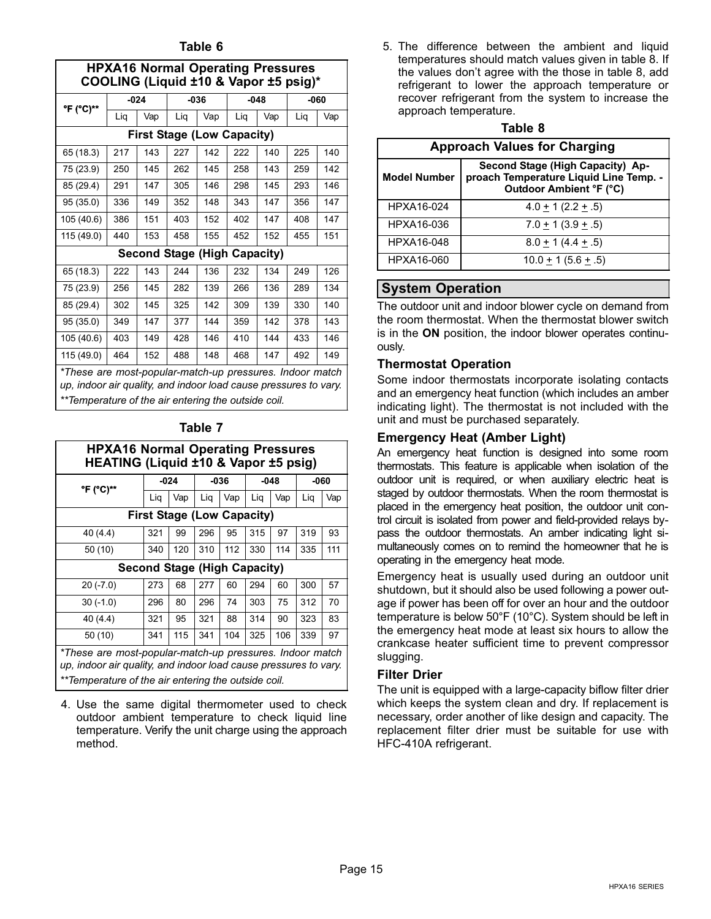**Table 6**

| HPXA16 Normal Operating Pressures COOLING (Liquid ±10 & Vapor ±5 psig)* | | | | | | | | |
|---|---|---|---|---|---|---|---|---|
| °F (°C)** | -024 | | -036 | | -048 | | -060 | |
| | Liq | Vap | Liq | Vap | Liq | Vap | Liq | Vap |
| **First Stage (Low Capacity)** | | | | | | | | |
| 65 (18.3) | 217 | 143 | 227 | 142 | 222 | 140 | 225 | 140 |
| 75 (23.9) | 250 | 145 | 262 | 145 | 258 | 143 | 259 | 142 |
| 85 (29.4) | 291 | 147 | 305 | 146 | 298 | 145 | 293 | 146 |
| 95 (35.0) | 336 | 149 | 352 | 148 | 343 | 147 | 356 | 147 |
| 105 (40.6) | 386 | 151 | 403 | 152 | 402 | 147 | 408 | 147 |
| 115 (49.0) | 440 | 153 | 458 | 155 | 452 | 152 | 455 | 151 |
| **Second Stage (High Capacity)** | | | | | | | | |
| 65 (18.3) | 222 | 143 | 244 | 136 | 232 | 134 | 249 | 126 |
| 75 (23.9) | 256 | 145 | 282 | 139 | 266 | 136 | 289 | 134 |
| 85 (29.4) | 302 | 145 | 325 | 142 | 309 | 139 | 330 | 140 |
| 95 (35.0) | 349 | 147 | 377 | 144 | 359 | 142 | 378 | 143 |
| 105 (40.6) | 403 | 149 | 428 | 146 | 410 | 144 | 433 | 146 |
| 115 (49.0) | 464 | 152 | 488 | 148 | 468 | 147 | 492 | 149 |

*These are most-popular-match-up pressures. Indoor match up, indoor air quality, and indoor load cause pressures to vary.*

*\*\*Temperature of the air entering the outside coil.*

**Table 7**

| HPXA16 Normal Operating Pressures HEATING (Liquid ±10 & Vapor ±5 psig) | | | | | | | | |
|---|---|---|---|---|---|---|---|---|
| °F (°C)** | -024 | | -036 | | -048 | | -060 | |
| | Liq | Vap | Liq | Vap | Liq | Vap | Liq | Vap |
| **First Stage (Low Capacity)** | | | | | | | | |
| 40 (4.4) | 321 | 99 | 296 | 95 | 315 | 97 | 319 | 93 |
| 50 (10) | 340 | 120 | 310 | 112 | 330 | 114 | 335 | 111 |
| **Second Stage (High Capacity)** | | | | | | | | |
| 20 (-7.0) | 273 | 68 | 277 | 60 | 294 | 60 | 300 | 57 |
| 30 (-1.0) | 296 | 80 | 296 | 74 | 303 | 75 | 312 | 70 |
| 40 (4.4) | 321 | 95 | 321 | 88 | 314 | 90 | 323 | 83 |
| 50 (10) | 341 | 115 | 341 | 104 | 325 | 106 | 339 | 97 |

*These are most-popular-match-up pressures. Indoor match up, indoor air quality, and indoor load cause pressures to vary.*

*\*\*Temperature of the air entering the outside coil.*

4. Use the same digital thermometer used to check outdoor ambient temperature to check liquid line temperature. Verify the unit charge using the approach method.

5. The difference between the ambient and liquid temperatures should match values given in table 8. If the values don't agree with the those in table 8, add refrigerant to lower the approach temperature or recover refrigerant from the system to increase the approach temperature.

**Table 8**

| Approach Values for Charging | |
|---|---|
| **Model Number** | **Second Stage (High Capacity) Approach Temperature Liquid Line Temp. - Outdoor Ambient °F (°C)** |
| HPXA16-024 | 4.0 ± 1 (2.2 ± .5) |
| HPXA16-036 | 7.0 ± 1 (3.9 ± .5) |
| HPXA16-048 | 8.0 ± 1 (4.4 ± .5) |
| HPXA16-060 | 10.0 ± 1 (5.6 ± .5) |

## System Operation

The outdoor unit and indoor blower cycle on demand from the room thermostat. When the thermostat blower switch is in the **ON** position, the indoor blower operates continuously.

### Thermostat Operation

Some indoor thermostats incorporate isolating contacts and an emergency heat function (which includes an amber indicating light). The thermostat is not included with the unit and must be purchased separately.

### Emergency Heat (Amber Light)

An emergency heat function is designed into some room thermostats. This feature is applicable when isolation of the outdoor unit is required, or when auxiliary electric heat is staged by outdoor thermostats. When the room thermostat is placed in the emergency heat position, the outdoor unit control circuit is isolated from power and field-provided relays bypass the outdoor thermostats. An amber indicating light simultaneously comes on to remind the homeowner that he is operating in the emergency heat mode.

Emergency heat is usually used during an outdoor unit shutdown, but it should also be used following a power outage if power has been off for over an hour and the outdoor temperature is below 50°F (10°C). System should be left in the emergency heat mode at least six hours to allow the crankcase heater sufficient time to prevent compressor slugging.

### Filter Drier

The unit is equipped with a large-capacity biflow filter drier which keeps the system clean and dry. If replacement is necessary, order another of like design and capacity. The replacement filter drier must be suitable for use with HFC-410A refrigerant.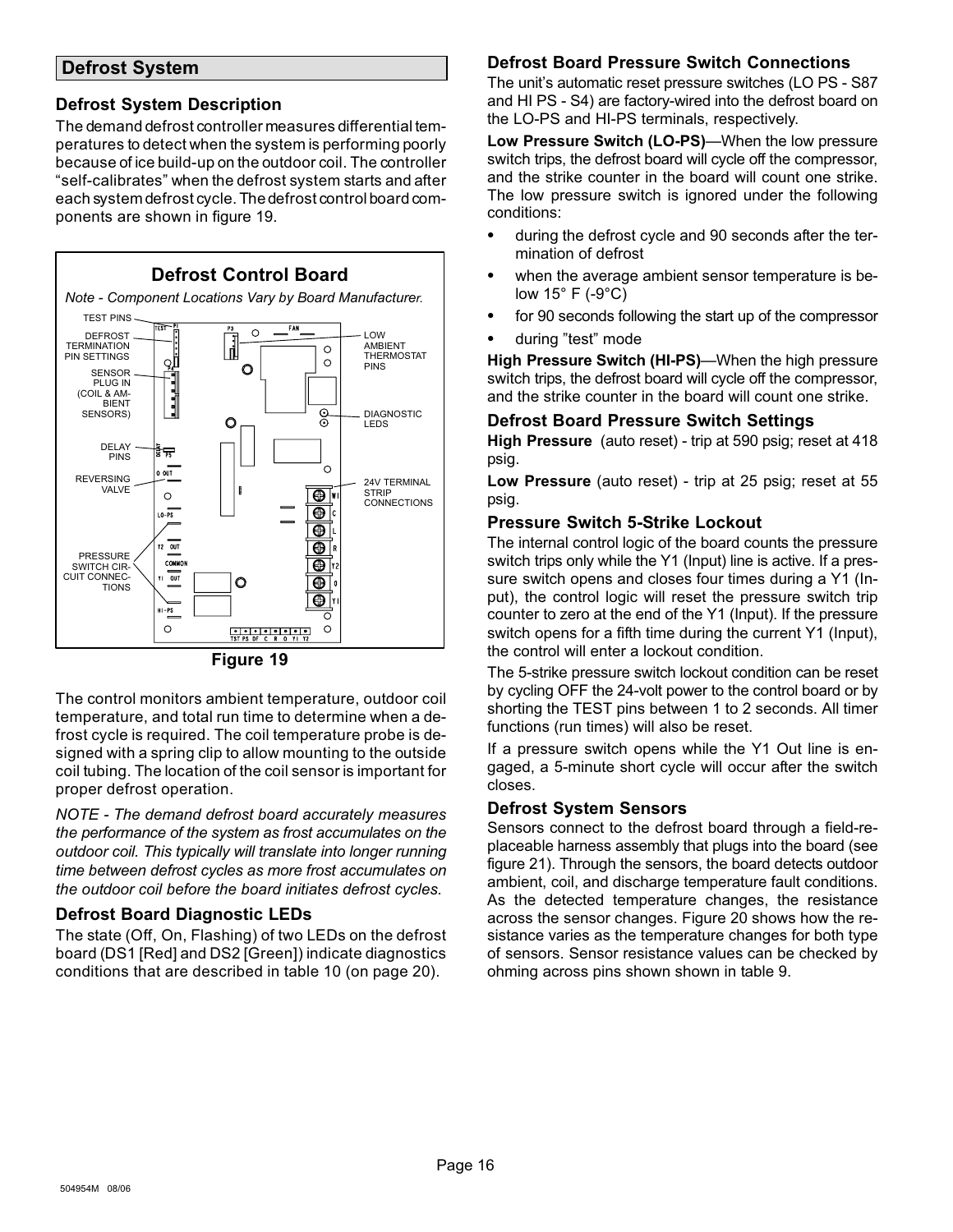## Defrost System

### Defrost System Description

The demand defrost controller measures differential temperatures to detect when the system is performing poorly because of ice build-up on the outdoor coil. The controller "self-calibrates" when the defrost system starts and after each system defrost cycle. The defrost control board components are shown in figure 19.

**Defrost Control Board**

*Note - Component Locations Vary by Board Manufacturer.*

TEST PINS

DEFROST TERMINATION PIN SETTINGS

SENSOR PLUG IN (COIL & AMBIENT SENSORS)

DELAY PINS

REVERSING VALVE

PRESSURE SWITCH CIRCUIT CONNECTIONS

LOW AMBIENT THERMOSTAT PINS

DIAGNOSTIC LEDS

24V TERMINAL STRIP CONNECTIONS

**Figure 19**

The control monitors ambient temperature, outdoor coil temperature, and total run time to determine when a defrost cycle is required. The coil temperature probe is designed with a spring clip to allow mounting to the outside coil tubing. The location of the coil sensor is important for proper defrost operation.

*NOTE - The demand defrost board accurately measures the performance of the system as frost accumulates on the outdoor coil. This typically will translate into longer running time between defrost cycles as more frost accumulates on the outdoor coil before the board initiates defrost cycles.*

### Defrost Board Diagnostic LEDs

The state (Off, On, Flashing) of two LEDs on the defrost board (DS1 [Red] and DS2 [Green]) indicate diagnostics conditions that are described in table 10 (on page 20).

### Defrost Board Pressure Switch Connections

The unit's automatic reset pressure switches (LO PS - S87 and HI PS - S4) are factory-wired into the defrost board on the LO-PS and HI-PS terminals, respectively.

**Low Pressure Switch (LO-PS)**—When the low pressure switch trips, the defrost board will cycle off the compressor, and the strike counter in the board will count one strike. The low pressure switch is ignored under the following conditions:

- during the defrost cycle and 90 seconds after the termination of defrost
- when the average ambient sensor temperature is below 15° F (-9°C)
- for 90 seconds following the start up of the compressor
- during "test" mode

**High Pressure Switch (HI-PS)**—When the high pressure switch trips, the defrost board will cycle off the compressor, and the strike counter in the board will count one strike.

### Defrost Board Pressure Switch Settings

**High Pressure** (auto reset) - trip at 590 psig; reset at 418 psig.

**Low Pressure** (auto reset) - trip at 25 psig; reset at 55 psig.

### Pressure Switch 5-Strike Lockout

The internal control logic of the board counts the pressure switch trips only while the Y1 (Input) line is active. If a pressure switch opens and closes four times during a Y1 (Input), the control logic will reset the pressure switch trip counter to zero at the end of the Y1 (Input). If the pressure switch opens for a fifth time during the current Y1 (Input), the control will enter a lockout condition.

The 5-strike pressure switch lockout condition can be reset by cycling OFF the 24-volt power to the control board or by shorting the TEST pins between 1 to 2 seconds. All timer functions (run times) will also be reset.

If a pressure switch opens while the Y1 Out line is engaged, a 5-minute short cycle will occur after the switch closes.

### Defrost System Sensors

Sensors connect to the defrost board through a field-replaceable harness assembly that plugs into the board (see figure 21). Through the sensors, the board detects outdoor ambient, coil, and discharge temperature fault conditions. As the detected temperature changes, the resistance across the sensor changes. Figure 20 shows how the resistance varies as the temperature changes for both type of sensors. Sensor resistance values can be checked by ohming across pins shown shown in table 9.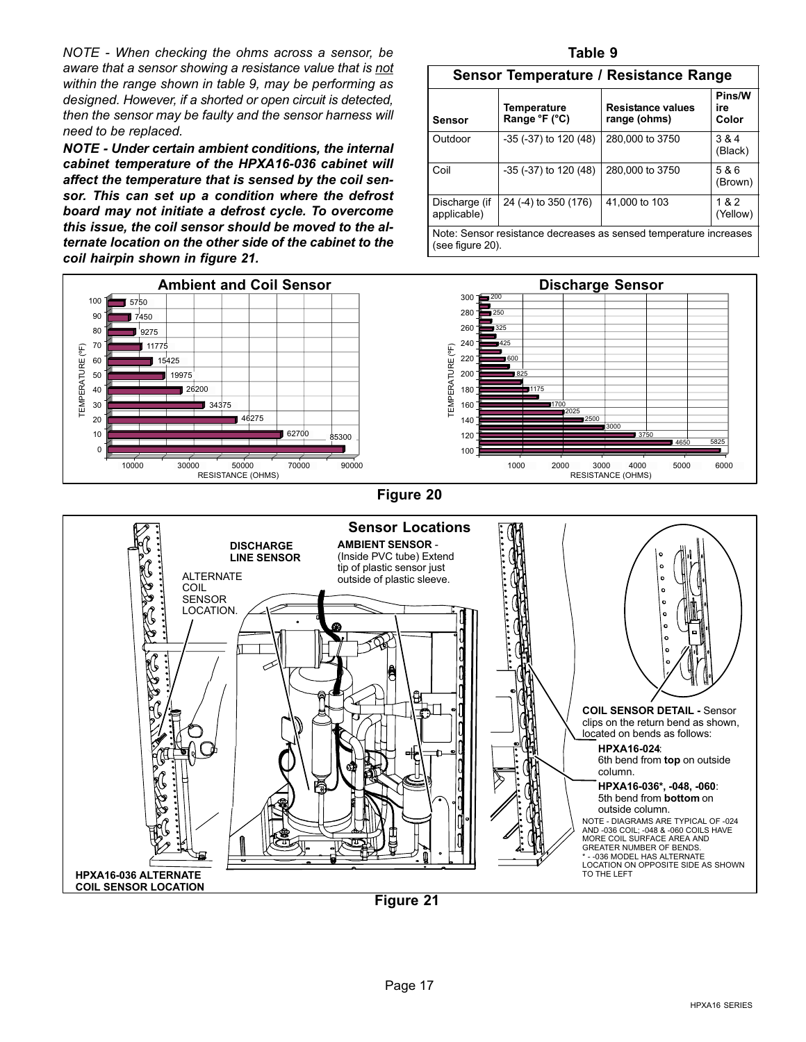*NOTE - When checking the ohms across a sensor, be aware that a sensor showing a resistance value that is not within the range shown in table 9, may be performing as designed. However, if a shorted or open circuit is detected, then the sensor may be faulty and the sensor harness will need to be replaced.*

***NOTE - Under certain ambient conditions, the internal cabinet temperature of the HPXA16-036 cabinet will affect the temperature that is sensed by the coil sensor. This can set up a condition where the defrost board may not initiate a defrost cycle. To overcome this issue, the coil sensor should be moved to the alternate location on the other side of the cabinet to the coil hairpin shown in figure 21.***

**Table 9**

**Sensor Temperature / Resistance Range**

| Sensor | Temperature Range °F (°C) | Resistance values range (ohms) | Pins/Wire Color |
|---|---|---|---|
| Outdoor | -35 (-37) to 120 (48) | 280,000 to 3750 | 3 & 4 (Black) |
| Coil | -35 (-37) to 120 (48) | 280,000 to 3750 | 5 & 6 (Brown) |
| Discharge (if applicable) | 24 (-4) to 350 (176) | 41,000 to 103 | 1 & 2 (Yellow) |

Note: Sensor resistance decreases as sensed temperature increases (see figure 20).

**Ambient and Coil Sensor**

| Temperature (°F) | Resistance (ohms) |
|---|---|
| 100 | 5750 |
| 90 | 7450 |
| 80 | 9275 |
| 70 | 11775 |
| 60 | 15425 |
| 50 | 19975 |
| 40 | 26200 |
| 30 | 34375 |
| 20 | 46275 |
| 10 | 62700 |
| 0 | 85300 |

**Discharge Sensor**

| Temperature (°F) | Resistance (ohms) |
|---|---|
| 300 | 200 |
| 280 | 250 |
| 260 | 325 |
| 240 | 425 |
| 220 | 600 |
| 200 | 825 |
| 180 | 1175 |
| 160 | 1700 |
| 150 | 2025 |
| 140 | 2500 |
| 130 | 3000 |
| 120 | 3750 |
| 110 | 4650 |
| 100 | 5825 |

**Figure 20**

**Sensor Locations**

**DISCHARGE LINE SENSOR**

**AMBIENT SENSOR** - (Inside PVC tube) Extend tip of plastic sensor just outside of plastic sleeve.

ALTERNATE COIL SENSOR LOCATION.

**HPXA16-036 ALTERNATE COIL SENSOR LOCATION**

**COIL SENSOR DETAIL -** Sensor clips on the return bend as shown, located on bends as follows:

- **HPXA16-024**: 6th bend from **top** on outside column.
- **HPXA16-036*, -048, -060**: 5th bend from **bottom** on outside column.

NOTE - DIAGRAMS ARE TYPICAL OF -024 AND -036 COIL; -048 & -060 COILS HAVE MORE COIL SURFACE AREA AND GREATER NUMBER OF BENDS.
* - -036 MODEL HAS ALTERNATE LOCATION ON OPPOSITE SIDE AS SHOWN TO THE LEFT

**Figure 21**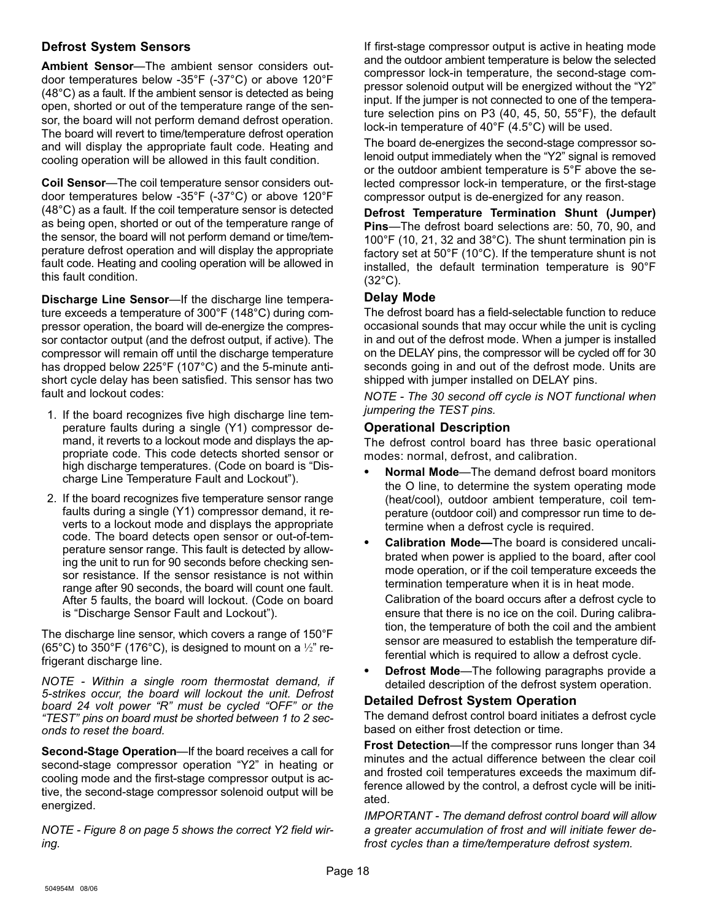### Defrost System Sensors

**Ambient Sensor**—The ambient sensor considers outdoor temperatures below -35°F (-37°C) or above 120°F (48°C) as a fault. If the ambient sensor is detected as being open, shorted or out of the temperature range of the sensor, the board will not perform demand defrost operation. The board will revert to time/temperature defrost operation and will display the appropriate fault code. Heating and cooling operation will be allowed in this fault condition.

**Coil Sensor**—The coil temperature sensor considers outdoor temperatures below -35°F (-37°C) or above 120°F (48°C) as a fault. If the coil temperature sensor is detected as being open, shorted or out of the temperature range of the sensor, the board will not perform demand or time/temperature defrost operation and will display the appropriate fault code. Heating and cooling operation will be allowed in this fault condition.

**Discharge Line Sensor**—If the discharge line temperature exceeds a temperature of 300°F (148°C) during compressor operation, the board will de-energize the compressor contactor output (and the defrost output, if active). The compressor will remain off until the discharge temperature has dropped below 225°F (107°C) and the 5-minute anti-short cycle delay has been satisfied. This sensor has two fault and lockout codes:

1. If the board recognizes five high discharge line temperature faults during a single (Y1) compressor demand, it reverts to a lockout mode and displays the appropriate code. This code detects shorted sensor or high discharge temperatures. (Code on board is “Discharge Line Temperature Fault and Lockout”).
2. If the board recognizes five temperature sensor range faults during a single (Y1) compressor demand, it reverts to a lockout mode and displays the appropriate code. The board detects open sensor or out-of-temperature sensor range. This fault is detected by allowing the unit to run for 90 seconds before checking sensor resistance. If the sensor resistance is not within range after 90 seconds, the board will count one fault. After 5 faults, the board will lockout. (Code on board is “Discharge Sensor Fault and Lockout”).

The discharge line sensor, which covers a range of 150°F (65°C) to 350°F (176°C), is designed to mount on a ½” refrigerant discharge line.

*NOTE - Within a single room thermostat demand, if 5-strikes occur, the board will lockout the unit. Defrost board 24 volt power “R” must be cycled “OFF” or the “TEST” pins on board must be shorted between 1 to 2 seconds to reset the board.*

**Second-Stage Operation**—If the board receives a call for second-stage compressor operation “Y2” in heating or cooling mode and the first-stage compressor output is active, the second-stage compressor solenoid output will be energized.

*NOTE - Figure 8 on page 5 shows the correct Y2 field wiring.*

If first-stage compressor output is active in heating mode and the outdoor ambient temperature is below the selected compressor lock-in temperature, the second-stage compressor solenoid output will be energized without the “Y2” input. If the jumper is not connected to one of the temperature selection pins on P3 (40, 45, 50, 55°F), the default lock-in temperature of 40°F (4.5°C) will be used.

The board de-energizes the second-stage compressor solenoid output immediately when the “Y2” signal is removed or the outdoor ambient temperature is 5°F above the selected compressor lock-in temperature, or the first-stage compressor output is de-energized for any reason.

**Defrost Temperature Termination Shunt (Jumper) Pins**—The defrost board selections are: 50, 70, 90, and 100°F (10, 21, 32 and 38°C). The shunt termination pin is factory set at 50°F (10°C). If the temperature shunt is not installed, the default termination temperature is 90°F (32°C).

### Delay Mode

The defrost board has a field-selectable function to reduce occasional sounds that may occur while the unit is cycling in and out of the defrost mode. When a jumper is installed on the DELAY pins, the compressor will be cycled off for 30 seconds going in and out of the defrost mode. Units are shipped with jumper installed on DELAY pins.

*NOTE - The 30 second off cycle is NOT functional when jumpering the TEST pins.*

### Operational Description

The defrost control board has three basic operational modes: normal, defrost, and calibration.

- **Normal Mode**—The demand defrost board monitors the O line, to determine the system operating mode (heat/cool), outdoor ambient temperature, coil temperature (outdoor coil) and compressor run time to determine when a defrost cycle is required.
- **Calibration Mode—**The board is considered uncalibrated when power is applied to the board, after cool mode operation, or if the coil temperature exceeds the termination temperature when it is in heat mode.

  Calibration of the board occurs after a defrost cycle to ensure that there is no ice on the coil. During calibration, the temperature of both the coil and the ambient sensor are measured to establish the temperature differential which is required to allow a defrost cycle.
- **Defrost Mode**—The following paragraphs provide a detailed description of the defrost system operation.

### Detailed Defrost System Operation

The demand defrost control board initiates a defrost cycle based on either frost detection or time.

**Frost Detection**—If the compressor runs longer than 34 minutes and the actual difference between the clear coil and frosted coil temperatures exceeds the maximum difference allowed by the control, a defrost cycle will be initiated.

*IMPORTANT - The demand defrost control board will allow a greater accumulation of frost and will initiate fewer defrost cycles than a time/temperature defrost system.*

504954M 08/06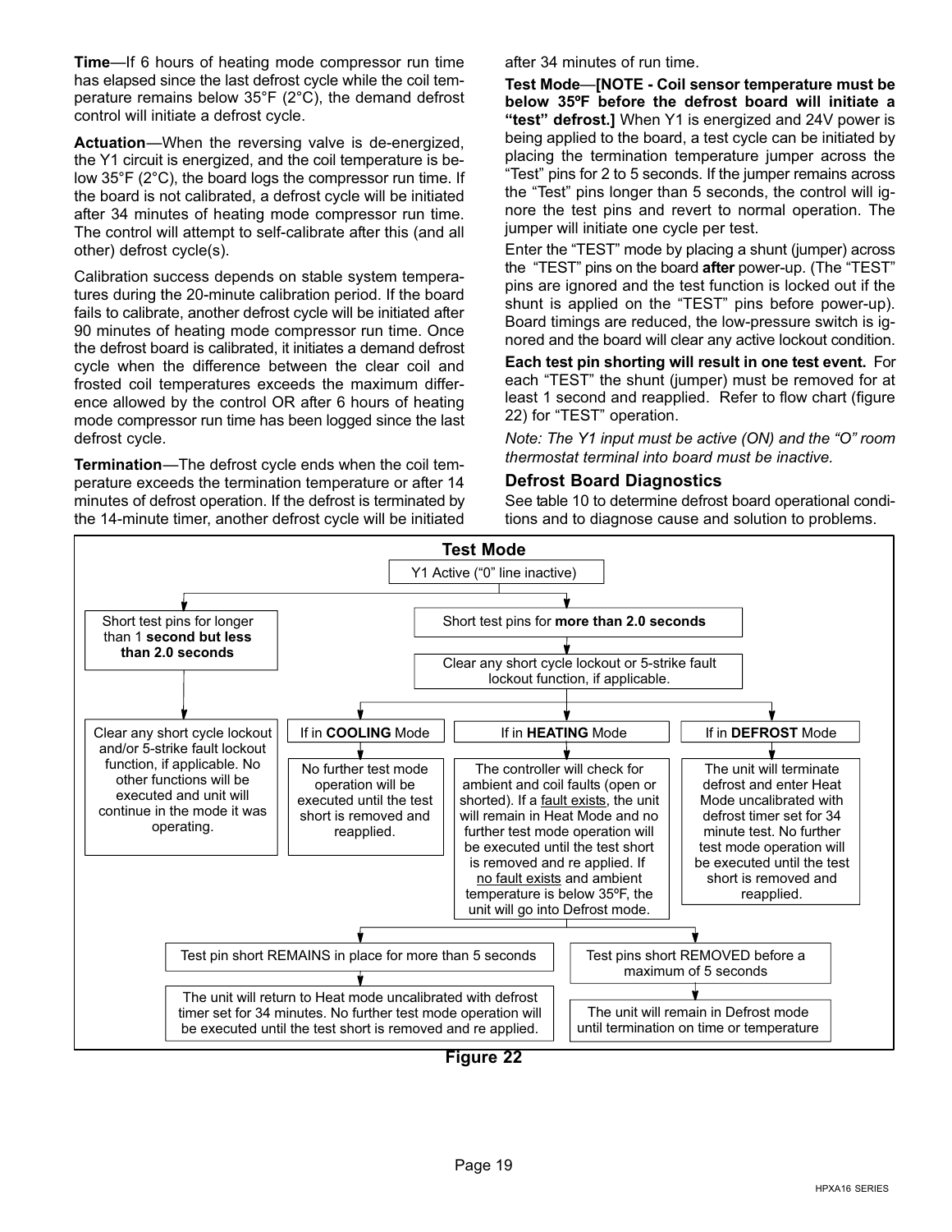**Time**—If 6 hours of heating mode compressor run time has elapsed since the last defrost cycle while the coil temperature remains below 35°F (2°C), the demand defrost control will initiate a defrost cycle.

**Actuation**—When the reversing valve is de-energized, the Y1 circuit is energized, and the coil temperature is below 35°F (2°C), the board logs the compressor run time. If the board is not calibrated, a defrost cycle will be initiated after 34 minutes of heating mode compressor run time. The control will attempt to self-calibrate after this (and all other) defrost cycle(s).

Calibration success depends on stable system temperatures during the 20-minute calibration period. If the board fails to calibrate, another defrost cycle will be initiated after 90 minutes of heating mode compressor run time. Once the defrost board is calibrated, it initiates a demand defrost cycle when the difference between the clear coil and frosted coil temperatures exceeds the maximum difference allowed by the control OR after 6 hours of heating mode compressor run time has been logged since the last defrost cycle.

**Termination**—The defrost cycle ends when the coil temperature exceeds the termination temperature or after 14 minutes of defrost operation. If the defrost is terminated by the 14-minute timer, another defrost cycle will be initiated after 34 minutes of run time.

**Test Mode**—**[NOTE - Coil sensor temperature must be below 35ºF before the defrost board will initiate a "test" defrost.]** When Y1 is energized and 24V power is being applied to the board, a test cycle can be initiated by placing the termination temperature jumper across the "Test" pins for 2 to 5 seconds. If the jumper remains across the "Test" pins longer than 5 seconds, the control will ignore the test pins and revert to normal operation. The jumper will initiate one cycle per test.

Enter the "TEST" mode by placing a shunt (jumper) across the "TEST" pins on the board **after** power-up. (The "TEST" pins are ignored and the test function is locked out if the shunt is applied on the "TEST" pins before power-up). Board timings are reduced, the low-pressure switch is ignored and the board will clear any active lockout condition.

**Each test pin shorting will result in one test event.** For each "TEST" the shunt (jumper) must be removed for at least 1 second and reapplied. Refer to flow chart (figure 22) for "TEST" operation.

*Note: The Y1 input must be active (ON) and the "O" room thermostat terminal into board must be inactive.*

### Defrost Board Diagnostics

See table 10 to determine defrost board operational conditions and to diagnose cause and solution to problems.

**Test Mode**

Y1 Active ("0" line inactive)

- Short test pins for longer than 1 **second but less than 2.0 seconds**
  - Clear any short cycle lockout and/or 5-strike fault lockout function, if applicable. No other functions will be executed and unit will continue in the mode it was operating.
- Short test pins for **more than 2.0 seconds**
  - Clear any short cycle lockout or 5-strike fault lockout function, if applicable.
    - If in **COOLING** Mode
      - No further test mode operation will be executed until the test short is removed and reapplied.
    - If in **HEATING** Mode
      - The controller will check for ambient and coil faults (open or shorted). If a fault exists, the unit will remain in Heat Mode and no further test mode operation will be executed until the test short is removed and re applied. If no fault exists and ambient temperature is below 35ºF, the unit will go into Defrost mode.
        - Test pin short REMAINS in place for more than 5 seconds
          - The unit will return to Heat mode uncalibrated with defrost timer set for 34 minutes. No further test mode operation will be executed until the test short is removed and re applied.
        - Test pins short REMOVED before a maximum of 5 seconds
          - The unit will remain in Defrost mode until termination on time or temperature
    - If in **DEFROST** Mode
      - The unit will terminate defrost and enter Heat Mode uncalibrated with defrost timer set for 34 minute test. No further test mode operation will be executed until the test short is removed and reapplied.

**Figure 22**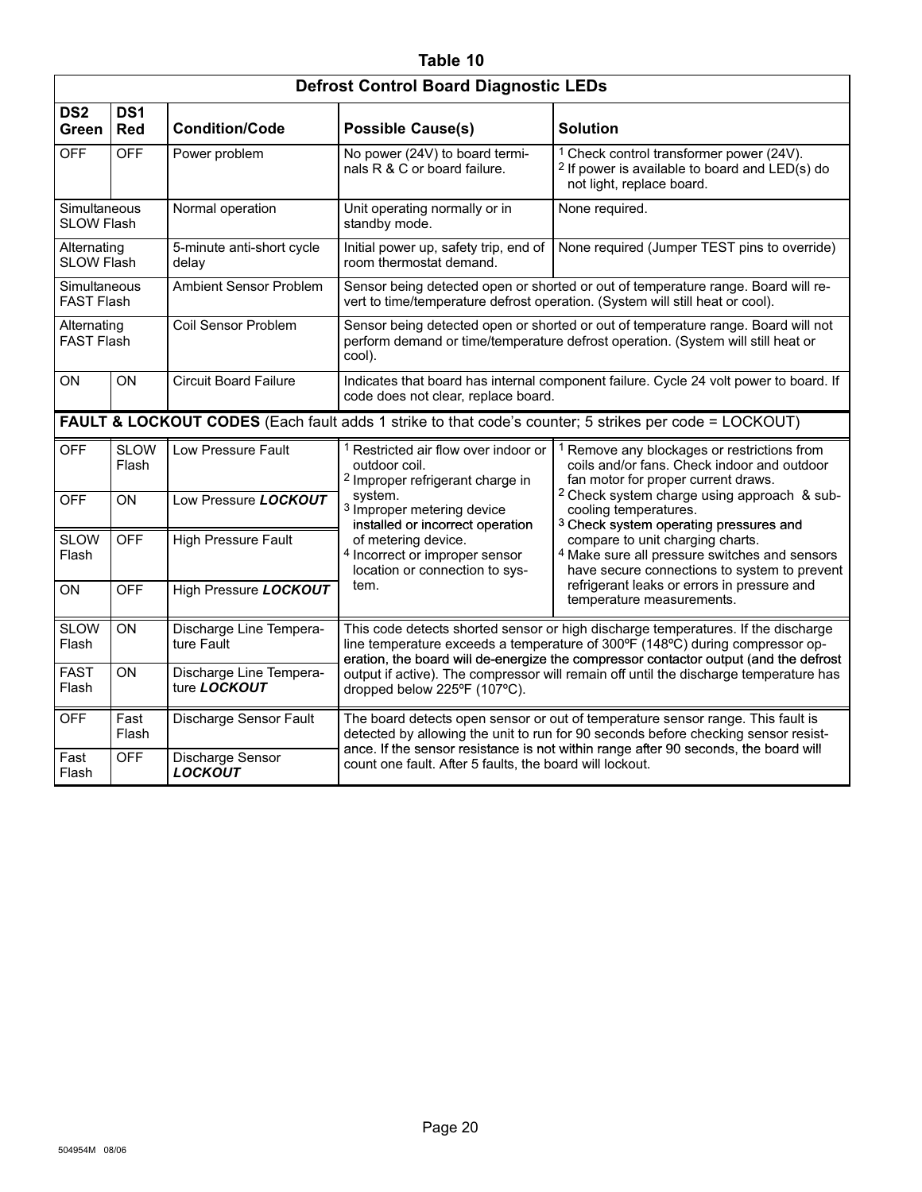**Table 10**

| Defrost Control Board Diagnostic LEDs | | | | |
|---|---|---|---|---|
| **DS2 Green** | **DS1 Red** | **Condition/Code** | **Possible Cause(s)** | **Solution** |
| OFF | OFF | Power problem | No power (24V) to board terminals R & C or board failure. | 1 Check control transformer power (24V). 2 If power is available to board and LED(s) do not light, replace board. |
| Simultaneous SLOW Flash | | Normal operation | Unit operating normally or in standby mode. | None required. |
| Alternating SLOW Flash | | 5-minute anti-short cycle delay | Initial power up, safety trip, end of room thermostat demand. | None required (Jumper TEST pins to override) |
| Simultaneous FAST Flash | | Ambient Sensor Problem | Sensor being detected open or shorted or out of temperature range. Board will revert to time/temperature defrost operation. (System will still heat or cool). | |
| Alternating FAST Flash | | Coil Sensor Problem | Sensor being detected open or shorted or out of temperature range. Board will not perform demand or time/temperature defrost operation. (System will still heat or cool). | |
| ON | ON | Circuit Board Failure | Indicates that board has internal component failure. Cycle 24 volt power to board. If code does not clear, replace board. | |
| **FAULT & LOCKOUT CODES** (Each fault adds 1 strike to that code's counter; 5 strikes per code = LOCKOUT) | | | | |
| OFF | SLOW Flash | Low Pressure Fault | 1 Restricted air flow over indoor or outdoor coil. 2 Improper refrigerant charge in system. 3 Improper metering device installed or incorrect operation of metering device. 4 Incorrect or improper sensor location or connection to system. | 1 Remove any blockages or restrictions from coils and/or fans. Check indoor and outdoor fan motor for proper current draws. 2 Check system charge using approach & subcooling temperatures. 3 Check system operating pressures and compare to unit charging charts. 4 Make sure all pressure switches and sensors have secure connections to system to prevent refrigerant leaks or errors in pressure and temperature measurements. |
| OFF | ON | Low Pressure ***LOCKOUT*** | | |
| SLOW Flash | OFF | High Pressure Fault | | |
| ON | OFF | High Pressure ***LOCKOUT*** | | |
| SLOW Flash | ON | Discharge Line Temperature Fault | This code detects shorted sensor or high discharge temperatures. If the discharge line temperature exceeds a temperature of 300ºF (148ºC) during compressor operation, the board will de-energize the compressor contactor output (and the defrost output if active). The compressor will remain off until the discharge temperature has dropped below 225ºF (107ºC). | |
| FAST Flash | ON | Discharge Line Temperature ***LOCKOUT*** | | |
| OFF | Fast Flash | Discharge Sensor Fault | The board detects open sensor or out of temperature sensor range. This fault is detected by allowing the unit to run for 90 seconds before checking sensor resistance. If the sensor resistance is not within range after 90 seconds, the board will count one fault. After 5 faults, the board will lockout. | |
| Fast Flash | OFF | Discharge Sensor ***LOCKOUT*** | | |

504954M 08/06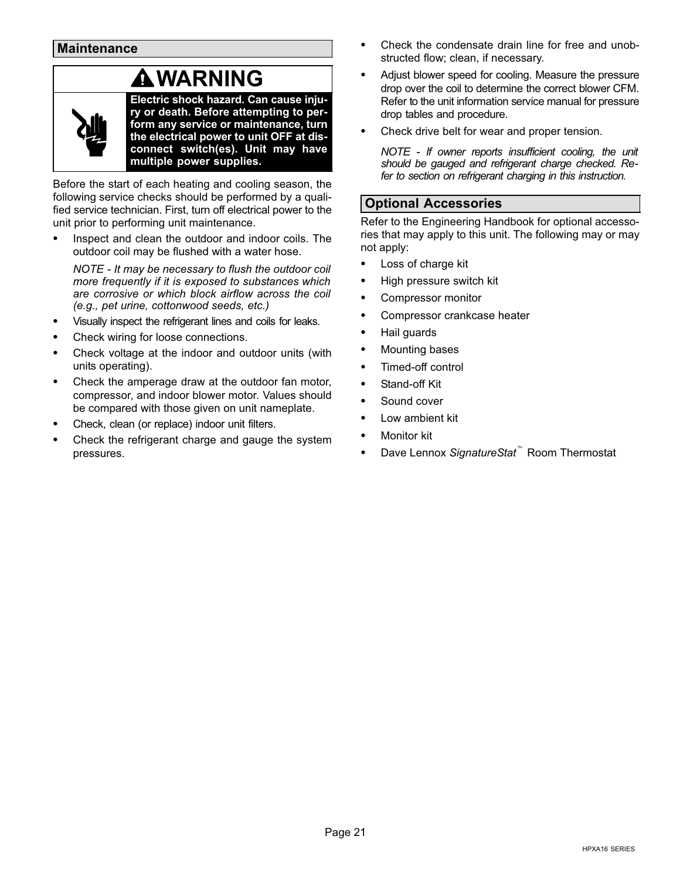## Maintenance

**WARNING**

**Electric shock hazard. Can cause injury or death. Before attempting to perform any service or maintenance, turn the electrical power to unit OFF at disconnect switch(es). Unit may have multiple power supplies.**

Before the start of each heating and cooling season, the following service checks should be performed by a qualified service technician. First, turn off electrical power to the unit prior to performing unit maintenance.

- Inspect and clean the outdoor and indoor coils. The outdoor coil may be flushed with a water hose.

  *NOTE - It may be necessary to flush the outdoor coil more frequently if it is exposed to substances which are corrosive or which block airflow across the coil (e.g., pet urine, cottonwood seeds, etc.)*

- Visually inspect the refrigerant lines and coils for leaks.
- Check wiring for loose connections.
- Check voltage at the indoor and outdoor units (with units operating).
- Check the amperage draw at the outdoor fan motor, compressor, and indoor blower motor. Values should be compared with those given on unit nameplate.
- Check, clean (or replace) indoor unit filters.
- Check the refrigerant charge and gauge the system pressures.
- Check the condensate drain line for free and unobstructed flow; clean, if necessary.
- Adjust blower speed for cooling. Measure the pressure drop over the coil to determine the correct blower CFM. Refer to the unit information service manual for pressure drop tables and procedure.
- Check drive belt for wear and proper tension.

  *NOTE - If owner reports insufficient cooling, the unit should be gauged and refrigerant charge checked. Refer to section on refrigerant charging in this instruction.*

## Optional Accessories

Refer to the Engineering Handbook for optional accessories that may apply to this unit. The following may or may not apply:

- Loss of charge kit
- High pressure switch kit
- Compressor monitor
- Compressor crankcase heater
- Hail guards
- Mounting bases
- Timed-off control
- Stand-off Kit
- Sound cover
- Low ambient kit
- Monitor kit
- Dave Lennox *SignatureStat*™ Room Thermostat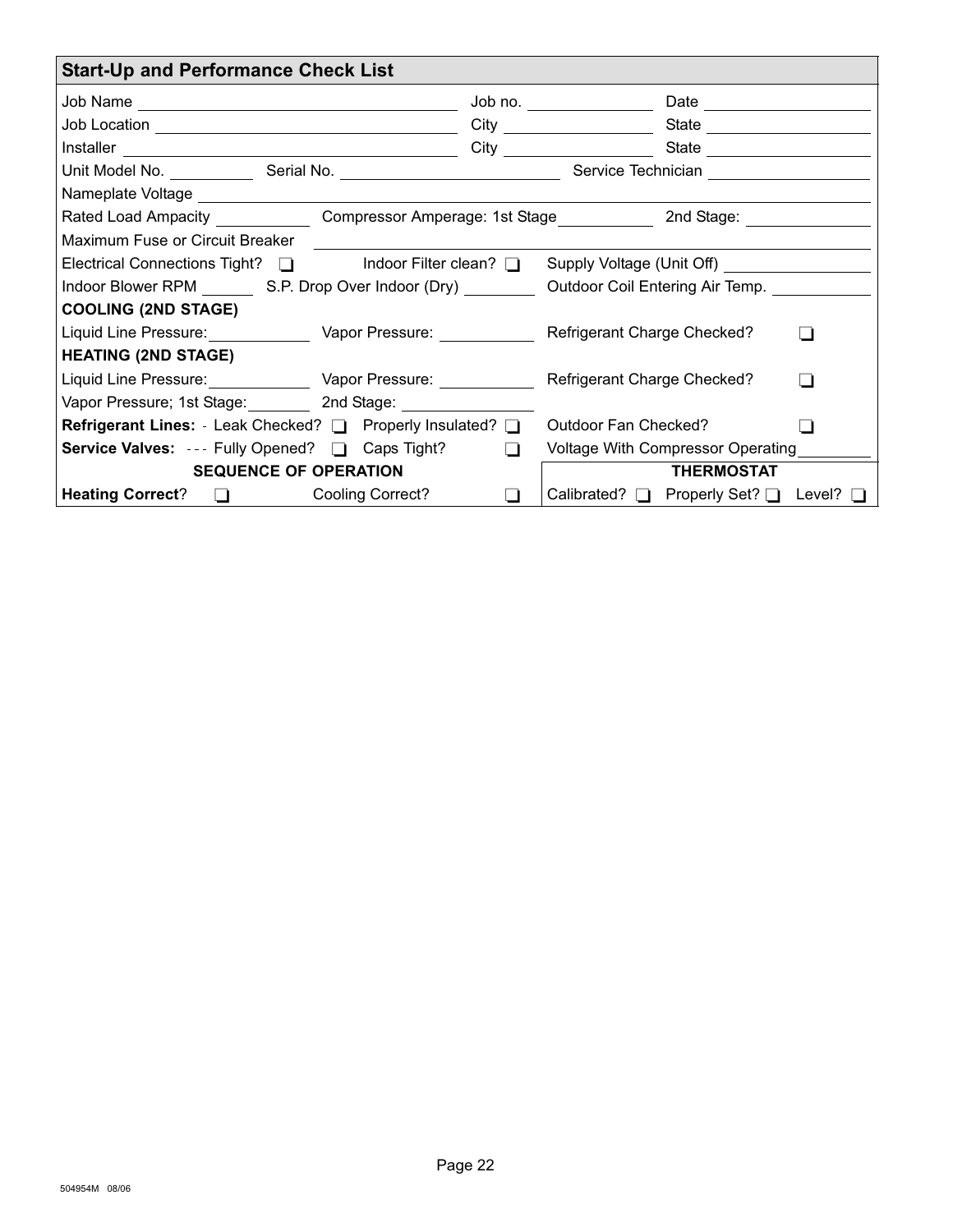## Start-Up and Performance Check List

Job Name ______________________ Job no. ____________ Date ____________

Job Location ______________________ City ____________ State ____________

Installer ______________________ City ____________ State ____________

Unit Model No. ________ Serial No. ______________ Service Technician ____________

Nameplate Voltage ______________________

Rated Load Ampacity ________ Compressor Amperage: 1st Stage ________ 2nd Stage: ________

Maximum Fuse or Circuit Breaker ______________________

Electrical Connections Tight? ❑ Indoor Filter clean? ❑ Supply Voltage (Unit Off) ____________

Indoor Blower RPM ______ S.P. Drop Over Indoor (Dry) ________ Outdoor Coil Entering Air Temp. ________

**COOLING (2ND STAGE)**

Liquid Line Pressure: ________ Vapor Pressure: ________ Refrigerant Charge Checked? ❑

**HEATING (2ND STAGE)**

Liquid Line Pressure: ________ Vapor Pressure: ________ Refrigerant Charge Checked? ❑

Vapor Pressure; 1st Stage: ________ 2nd Stage: ________

**Refrigerant Lines:** - Leak Checked? ❑ Properly Insulated? ❑ Outdoor Fan Checked? ❑

**Service Valves:** --- Fully Opened? ❑ Caps Tight? ❑ Voltage With Compressor Operating ________

| SEQUENCE OF OPERATION | THERMOSTAT |
|---|---|
| **Heating Correct**? ❑ Cooling Correct? ❑ | Calibrated? ❑ Properly Set? ❑ Level? ❑ |

504954M 08/06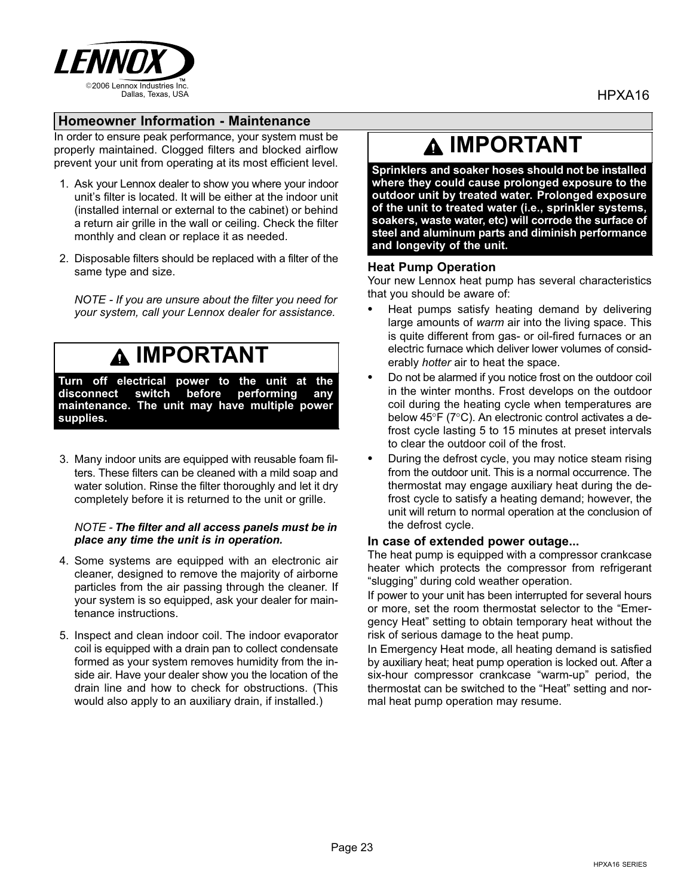## Homeowner Information - Maintenance

In order to ensure peak performance, your system must be properly maintained. Clogged filters and blocked airflow prevent your unit from operating at its most efficient level.

1. Ask your Lennox dealer to show you where your indoor unit's filter is located. It will be either at the indoor unit (installed internal or external to the cabinet) or behind a return air grille in the wall or ceiling. Check the filter monthly and clean or replace it as needed.

2. Disposable filters should be replaced with a filter of the same type and size.

   *NOTE - If you are unsure about the filter you need for your system, call your Lennox dealer for assistance.*

> **⚠ IMPORTANT**
>
> **Turn off electrical power to the unit at the disconnect switch before performing any maintenance. The unit may have multiple power supplies.**

3. Many indoor units are equipped with reusable foam filters. These filters can be cleaned with a mild soap and water solution. Rinse the filter thoroughly and let it dry completely before it is returned to the unit or grille.

   *NOTE - **The filter and all access panels must be in place any time the unit is in operation.***

4. Some systems are equipped with an electronic air cleaner, designed to remove the majority of airborne particles from the air passing through the cleaner. If your system is so equipped, ask your dealer for maintenance instructions.

5. Inspect and clean indoor coil. The indoor evaporator coil is equipped with a drain pan to collect condensate formed as your system removes humidity from the inside air. Have your dealer show you the location of the drain line and how to check for obstructions. (This would also apply to an auxiliary drain, if installed.)

> **⚠ IMPORTANT**
>
> **Sprinklers and soaker hoses should not be installed where they could cause prolonged exposure to the outdoor unit by treated water. Prolonged exposure of the unit to treated water (i.e., sprinkler systems, soakers, waste water, etc) will corrode the surface of steel and aluminum parts and diminish performance and longevity of the unit.**

### Heat Pump Operation

Your new Lennox heat pump has several characteristics that you should be aware of:

- Heat pumps satisfy heating demand by delivering large amounts of *warm* air into the living space. This is quite different from gas- or oil-fired furnaces or an electric furnace which deliver lower volumes of considerably *hotter* air to heat the space.
- Do not be alarmed if you notice frost on the outdoor coil in the winter months. Frost develops on the outdoor coil during the heating cycle when temperatures are below 45°F (7°C). An electronic control activates a defrost cycle lasting 5 to 15 minutes at preset intervals to clear the outdoor coil of the frost.
- During the defrost cycle, you may notice steam rising from the outdoor unit. This is a normal occurrence. The thermostat may engage auxiliary heat during the defrost cycle to satisfy a heating demand; however, the unit will return to normal operation at the conclusion of the defrost cycle.

### In case of extended power outage...

The heat pump is equipped with a compressor crankcase heater which protects the compressor from refrigerant "slugging" during cold weather operation.

If power to your unit has been interrupted for several hours or more, set the room thermostat selector to the "Emergency Heat" setting to obtain temporary heat without the risk of serious damage to the heat pump.

In Emergency Heat mode, all heating demand is satisfied by auxiliary heat; heat pump operation is locked out. After a six-hour compressor crankcase "warm-up" period, the thermostat can be switched to the "Heat" setting and normal heat pump operation may resume.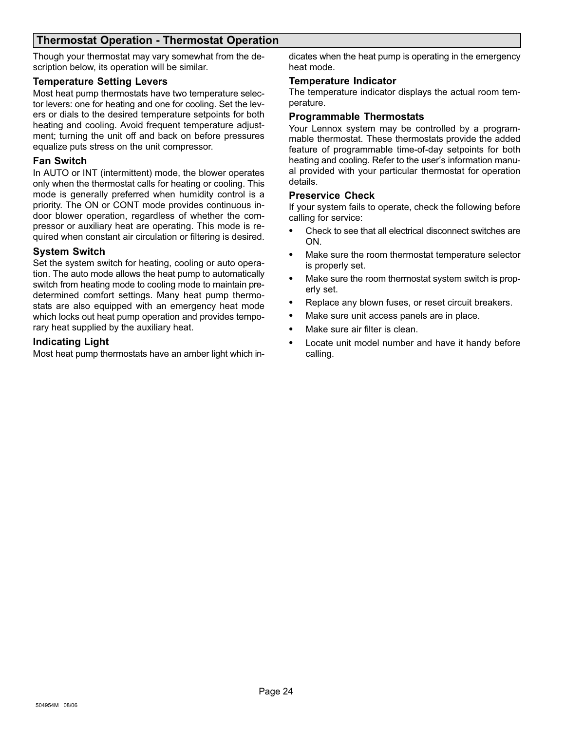## Thermostat Operation - Thermostat Operation

Though your thermostat may vary somewhat from the description below, its operation will be similar.

### Temperature Setting Levers

Most heat pump thermostats have two temperature selector levers: one for heating and one for cooling. Set the levers or dials to the desired temperature setpoints for both heating and cooling. Avoid frequent temperature adjustment; turning the unit off and back on before pressures equalize puts stress on the unit compressor.

### Fan Switch

In AUTO or INT (intermittent) mode, the blower operates only when the thermostat calls for heating or cooling. This mode is generally preferred when humidity control is a priority. The ON or CONT mode provides continuous indoor blower operation, regardless of whether the compressor or auxiliary heat are operating. This mode is required when constant air circulation or filtering is desired.

### System Switch

Set the system switch for heating, cooling or auto operation. The auto mode allows the heat pump to automatically switch from heating mode to cooling mode to maintain predetermined comfort settings. Many heat pump thermostats are also equipped with an emergency heat mode which locks out heat pump operation and provides temporary heat supplied by the auxiliary heat.

### Indicating Light

Most heat pump thermostats have an amber light which indicates when the heat pump is operating in the emergency heat mode.

### Temperature Indicator

The temperature indicator displays the actual room temperature.

### Programmable Thermostats

Your Lennox system may be controlled by a programmable thermostat. These thermostats provide the added feature of programmable time-of-day setpoints for both heating and cooling. Refer to the user's information manual provided with your particular thermostat for operation details.

### Preservice Check

If your system fails to operate, check the following before calling for service:

- Check to see that all electrical disconnect switches are ON.
- Make sure the room thermostat temperature selector is properly set.
- Make sure the room thermostat system switch is properly set.
- Replace any blown fuses, or reset circuit breakers.
- Make sure unit access panels are in place.
- Make sure air filter is clean.
- Locate unit model number and have it handy before calling.

504954M 08/06